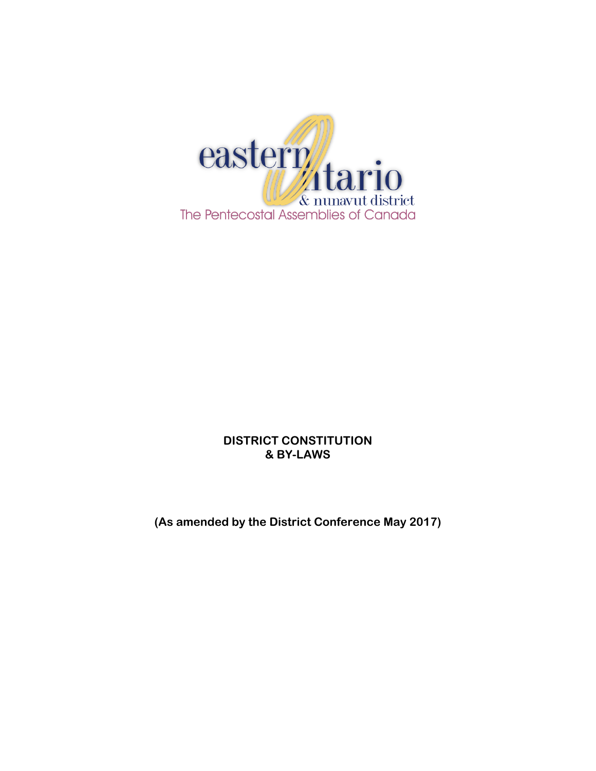eastern ontario

& nunavut district

The Pentecostal Assemblies of Canada

**DISTRICT CONSTITUTION**
**& BY-LAWS**

**(As amended by the District Conference May 2017)**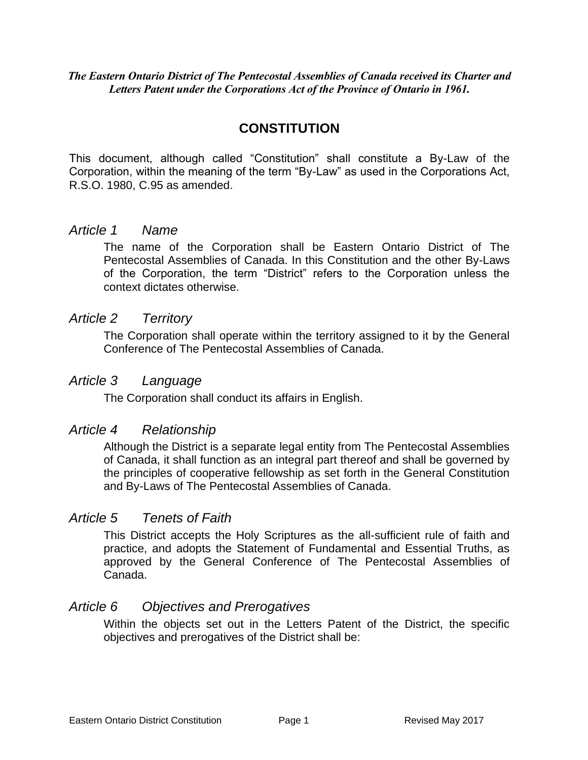***The Eastern Ontario District of The Pentecostal Assemblies of Canada received its Charter and Letters Patent under the Corporations Act of the Province of Ontario in 1961.***

# CONSTITUTION

This document, although called "Constitution" shall constitute a By-Law of the Corporation, within the meaning of the term "By-Law" as used in the Corporations Act, R.S.O. 1980, C.95 as amended.

## *Article 1 Name*

The name of the Corporation shall be Eastern Ontario District of The Pentecostal Assemblies of Canada. In this Constitution and the other By-Laws of the Corporation, the term "District" refers to the Corporation unless the context dictates otherwise.

## *Article 2 Territory*

The Corporation shall operate within the territory assigned to it by the General Conference of The Pentecostal Assemblies of Canada.

## *Article 3 Language*

The Corporation shall conduct its affairs in English.

## *Article 4 Relationship*

Although the District is a separate legal entity from The Pentecostal Assemblies of Canada, it shall function as an integral part thereof and shall be governed by the principles of cooperative fellowship as set forth in the General Constitution and By-Laws of The Pentecostal Assemblies of Canada.

## *Article 5 Tenets of Faith*

This District accepts the Holy Scriptures as the all-sufficient rule of faith and practice, and adopts the Statement of Fundamental and Essential Truths, as approved by the General Conference of The Pentecostal Assemblies of Canada.

## *Article 6 Objectives and Prerogatives*

Within the objects set out in the Letters Patent of the District, the specific objectives and prerogatives of the District shall be: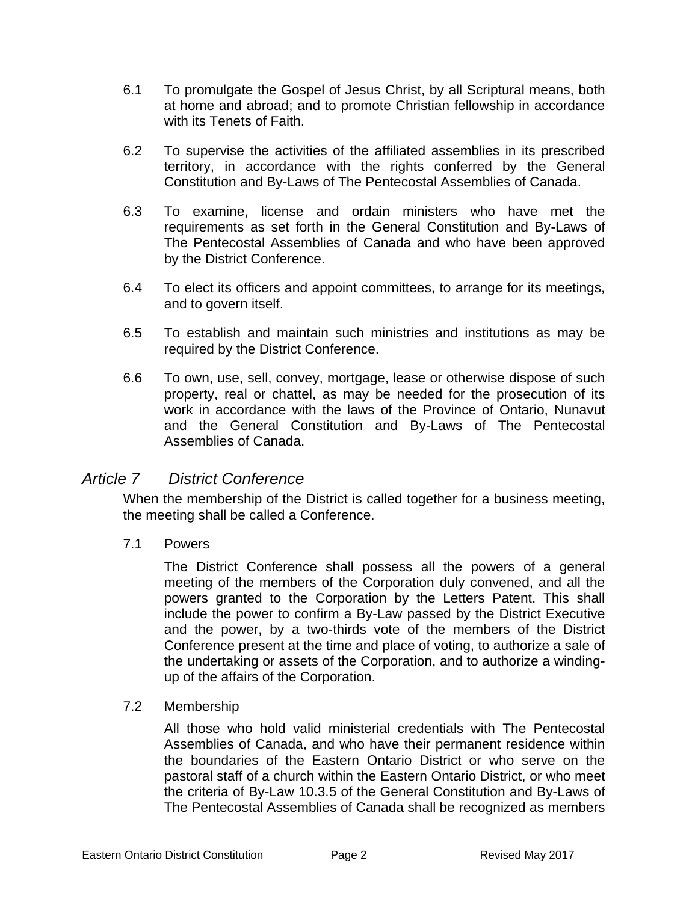6.1 To promulgate the Gospel of Jesus Christ, by all Scriptural means, both at home and abroad; and to promote Christian fellowship in accordance with its Tenets of Faith.

6.2 To supervise the activities of the affiliated assemblies in its prescribed territory, in accordance with the rights conferred by the General Constitution and By-Laws of The Pentecostal Assemblies of Canada.

6.3 To examine, license and ordain ministers who have met the requirements as set forth in the General Constitution and By-Laws of The Pentecostal Assemblies of Canada and who have been approved by the District Conference.

6.4 To elect its officers and appoint committees, to arrange for its meetings, and to govern itself.

6.5 To establish and maintain such ministries and institutions as may be required by the District Conference.

6.6 To own, use, sell, convey, mortgage, lease or otherwise dispose of such property, real or chattel, as may be needed for the prosecution of its work in accordance with the laws of the Province of Ontario, Nunavut and the General Constitution and By-Laws of The Pentecostal Assemblies of Canada.

## *Article 7 District Conference*

When the membership of the District is called together for a business meeting, the meeting shall be called a Conference.

7.1 Powers

The District Conference shall possess all the powers of a general meeting of the members of the Corporation duly convened, and all the powers granted to the Corporation by the Letters Patent. This shall include the power to confirm a By-Law passed by the District Executive and the power, by a two-thirds vote of the members of the District Conference present at the time and place of voting, to authorize a sale of the undertaking or assets of the Corporation, and to authorize a winding-up of the affairs of the Corporation.

7.2 Membership

All those who hold valid ministerial credentials with The Pentecostal Assemblies of Canada, and who have their permanent residence within the boundaries of the Eastern Ontario District or who serve on the pastoral staff of a church within the Eastern Ontario District, or who meet the criteria of By-Law 10.3.5 of the General Constitution and By-Laws of The Pentecostal Assemblies of Canada shall be recognized as members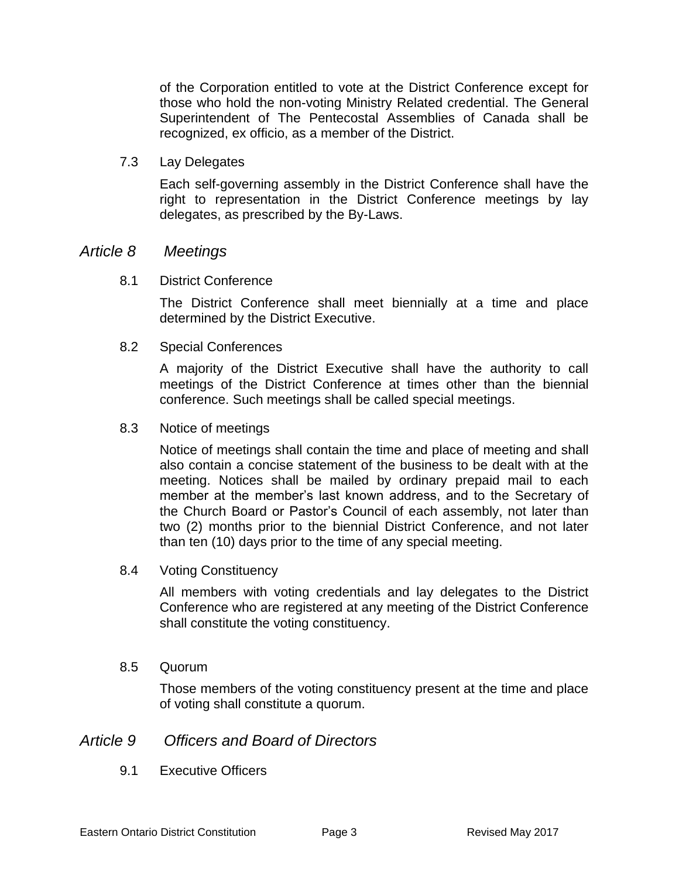of the Corporation entitled to vote at the District Conference except for those who hold the non-voting Ministry Related credential. The General Superintendent of The Pentecostal Assemblies of Canada shall be recognized, ex officio, as a member of the District.

7.3 Lay Delegates

Each self-governing assembly in the District Conference shall have the right to representation in the District Conference meetings by lay delegates, as prescribed by the By-Laws.

## *Article 8 Meetings*

8.1 District Conference

The District Conference shall meet biennially at a time and place determined by the District Executive.

8.2 Special Conferences

A majority of the District Executive shall have the authority to call meetings of the District Conference at times other than the biennial conference. Such meetings shall be called special meetings.

8.3 Notice of meetings

Notice of meetings shall contain the time and place of meeting and shall also contain a concise statement of the business to be dealt with at the meeting. Notices shall be mailed by ordinary prepaid mail to each member at the member's last known address, and to the Secretary of the Church Board or Pastor's Council of each assembly, not later than two (2) months prior to the biennial District Conference, and not later than ten (10) days prior to the time of any special meeting.

8.4 Voting Constituency

All members with voting credentials and lay delegates to the District Conference who are registered at any meeting of the District Conference shall constitute the voting constituency.

8.5 Quorum

Those members of the voting constituency present at the time and place of voting shall constitute a quorum.

## *Article 9 Officers and Board of Directors*

9.1 Executive Officers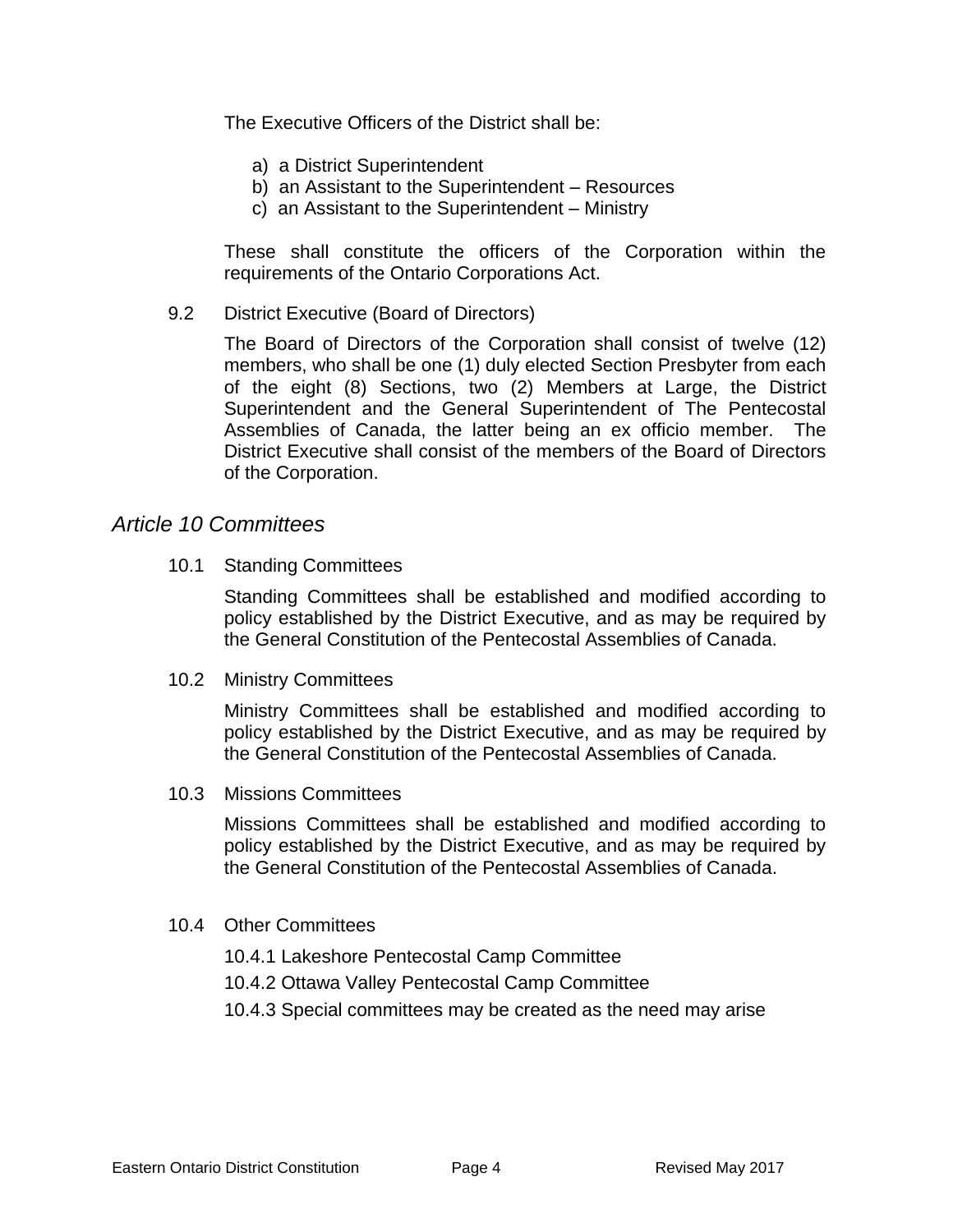The Executive Officers of the District shall be:

a) a District Superintendent
b) an Assistant to the Superintendent – Resources
c) an Assistant to the Superintendent – Ministry

These shall constitute the officers of the Corporation within the requirements of the Ontario Corporations Act.

9.2 District Executive (Board of Directors)

The Board of Directors of the Corporation shall consist of twelve (12) members, who shall be one (1) duly elected Section Presbyter from each of the eight (8) Sections, two (2) Members at Large, the District Superintendent and the General Superintendent of The Pentecostal Assemblies of Canada, the latter being an ex officio member. The District Executive shall consist of the members of the Board of Directors of the Corporation.

## *Article 10 Committees*

10.1 Standing Committees

Standing Committees shall be established and modified according to policy established by the District Executive, and as may be required by the General Constitution of the Pentecostal Assemblies of Canada.

10.2 Ministry Committees

Ministry Committees shall be established and modified according to policy established by the District Executive, and as may be required by the General Constitution of the Pentecostal Assemblies of Canada.

10.3 Missions Committees

Missions Committees shall be established and modified according to policy established by the District Executive, and as may be required by the General Constitution of the Pentecostal Assemblies of Canada.

10.4 Other Committees

10.4.1 Lakeshore Pentecostal Camp Committee

10.4.2 Ottawa Valley Pentecostal Camp Committee

10.4.3 Special committees may be created as the need may arise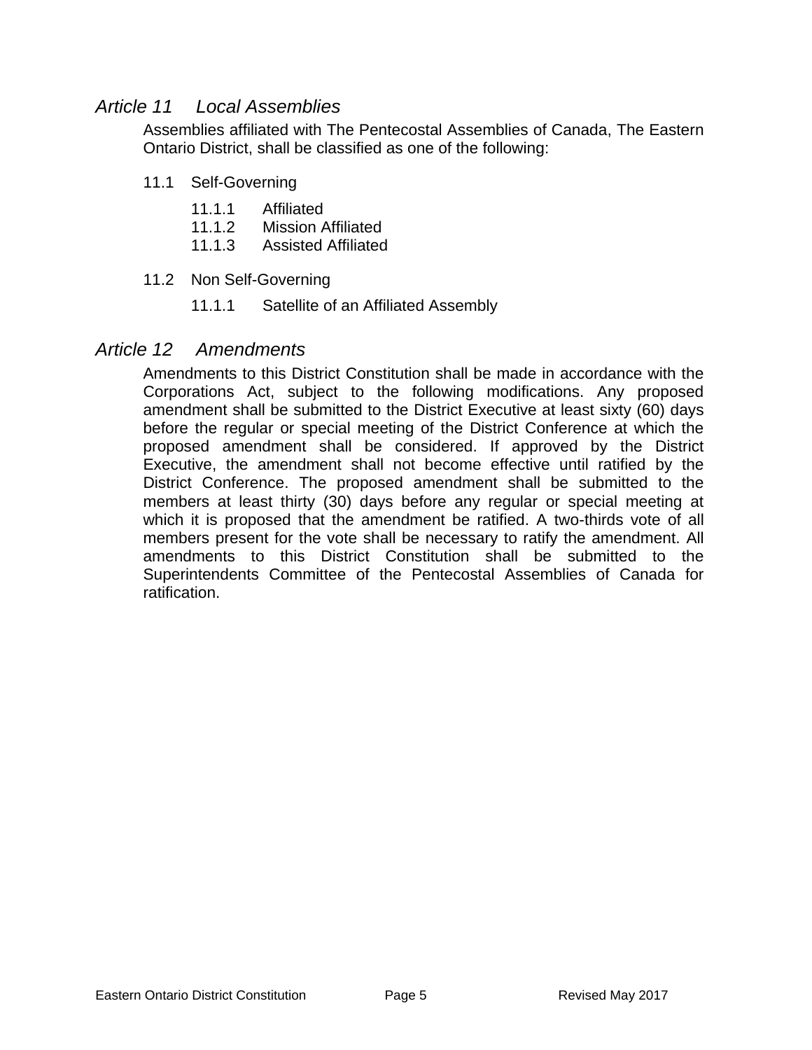## *Article 11 Local Assemblies*

Assemblies affiliated with The Pentecostal Assemblies of Canada, The Eastern Ontario District, shall be classified as one of the following:

11.1 Self-Governing

- 11.1.1 Affiliated
- 11.1.2 Mission Affiliated
- 11.1.3 Assisted Affiliated

11.2 Non Self-Governing

- 11.1.1 Satellite of an Affiliated Assembly

## *Article 12 Amendments*

Amendments to this District Constitution shall be made in accordance with the Corporations Act, subject to the following modifications. Any proposed amendment shall be submitted to the District Executive at least sixty (60) days before the regular or special meeting of the District Conference at which the proposed amendment shall be considered. If approved by the District Executive, the amendment shall not become effective until ratified by the District Conference. The proposed amendment shall be submitted to the members at least thirty (30) days before any regular or special meeting at which it is proposed that the amendment be ratified. A two-thirds vote of all members present for the vote shall be necessary to ratify the amendment. All amendments to this District Constitution shall be submitted to the Superintendents Committee of the Pentecostal Assemblies of Canada for ratification.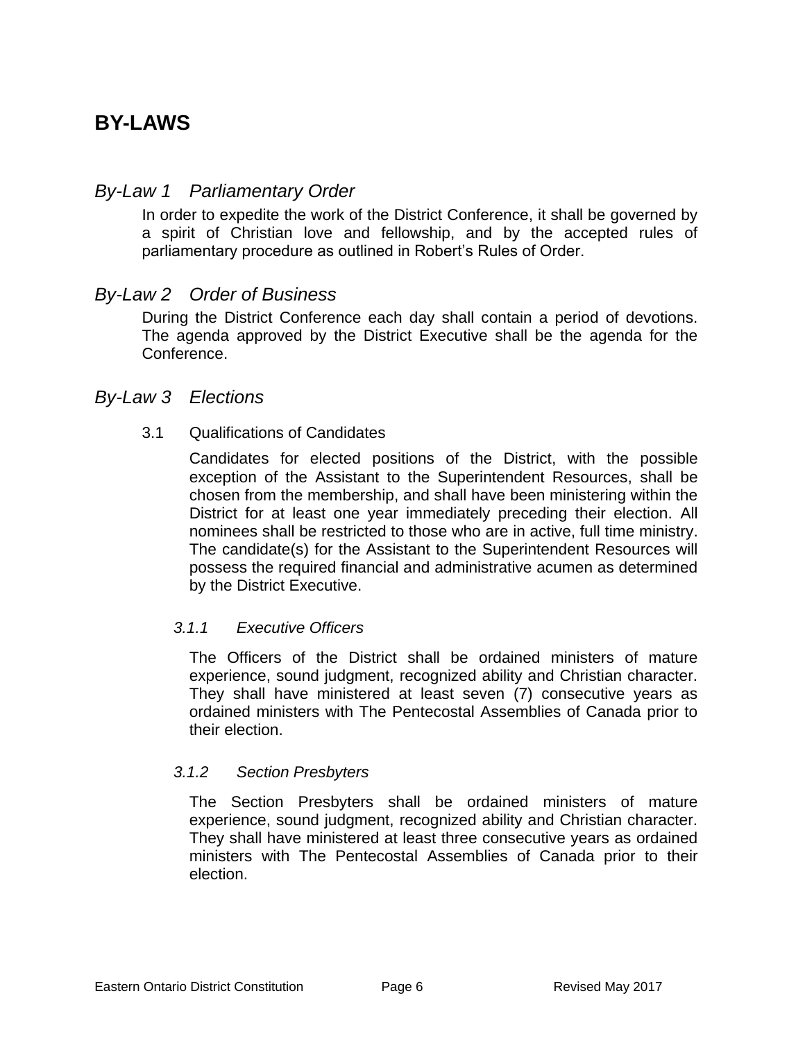# BY-LAWS

## *By-Law 1 Parliamentary Order*

In order to expedite the work of the District Conference, it shall be governed by a spirit of Christian love and fellowship, and by the accepted rules of parliamentary procedure as outlined in Robert's Rules of Order.

## *By-Law 2 Order of Business*

During the District Conference each day shall contain a period of devotions. The agenda approved by the District Executive shall be the agenda for the Conference.

## *By-Law 3 Elections*

3.1 Qualifications of Candidates

Candidates for elected positions of the District, with the possible exception of the Assistant to the Superintendent Resources, shall be chosen from the membership, and shall have been ministering within the District for at least one year immediately preceding their election. All nominees shall be restricted to those who are in active, full time ministry. The candidate(s) for the Assistant to the Superintendent Resources will possess the required financial and administrative acumen as determined by the District Executive.

*3.1.1 Executive Officers*

The Officers of the District shall be ordained ministers of mature experience, sound judgment, recognized ability and Christian character. They shall have ministered at least seven (7) consecutive years as ordained ministers with The Pentecostal Assemblies of Canada prior to their election.

*3.1.2 Section Presbyters*

The Section Presbyters shall be ordained ministers of mature experience, sound judgment, recognized ability and Christian character. They shall have ministered at least three consecutive years as ordained ministers with The Pentecostal Assemblies of Canada prior to their election.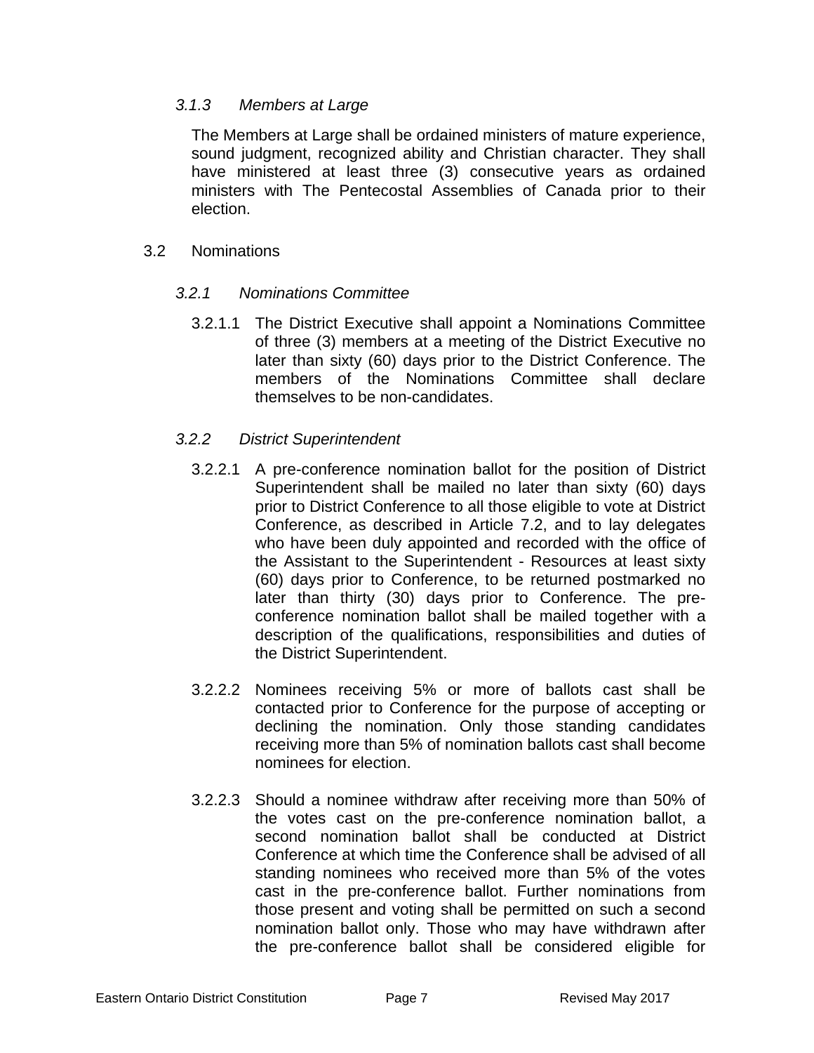#### *3.1.3 Members at Large*

The Members at Large shall be ordained ministers of mature experience, sound judgment, recognized ability and Christian character. They shall have ministered at least three (3) consecutive years as ordained ministers with The Pentecostal Assemblies of Canada prior to their election.

### 3.2 Nominations

#### *3.2.1 Nominations Committee*

3.2.1.1 The District Executive shall appoint a Nominations Committee of three (3) members at a meeting of the District Executive no later than sixty (60) days prior to the District Conference. The members of the Nominations Committee shall declare themselves to be non-candidates.

#### *3.2.2 District Superintendent*

3.2.2.1 A pre-conference nomination ballot for the position of District Superintendent shall be mailed no later than sixty (60) days prior to District Conference to all those eligible to vote at District Conference, as described in Article 7.2, and to lay delegates who have been duly appointed and recorded with the office of the Assistant to the Superintendent - Resources at least sixty (60) days prior to Conference, to be returned postmarked no later than thirty (30) days prior to Conference. The pre-conference nomination ballot shall be mailed together with a description of the qualifications, responsibilities and duties of the District Superintendent.

3.2.2.2 Nominees receiving 5% or more of ballots cast shall be contacted prior to Conference for the purpose of accepting or declining the nomination. Only those standing candidates receiving more than 5% of nomination ballots cast shall become nominees for election.

3.2.2.3 Should a nominee withdraw after receiving more than 50% of the votes cast on the pre-conference nomination ballot, a second nomination ballot shall be conducted at District Conference at which time the Conference shall be advised of all standing nominees who received more than 5% of the votes cast in the pre-conference ballot. Further nominations from those present and voting shall be permitted on such a second nomination ballot only. Those who may have withdrawn after the pre-conference ballot shall be considered eligible for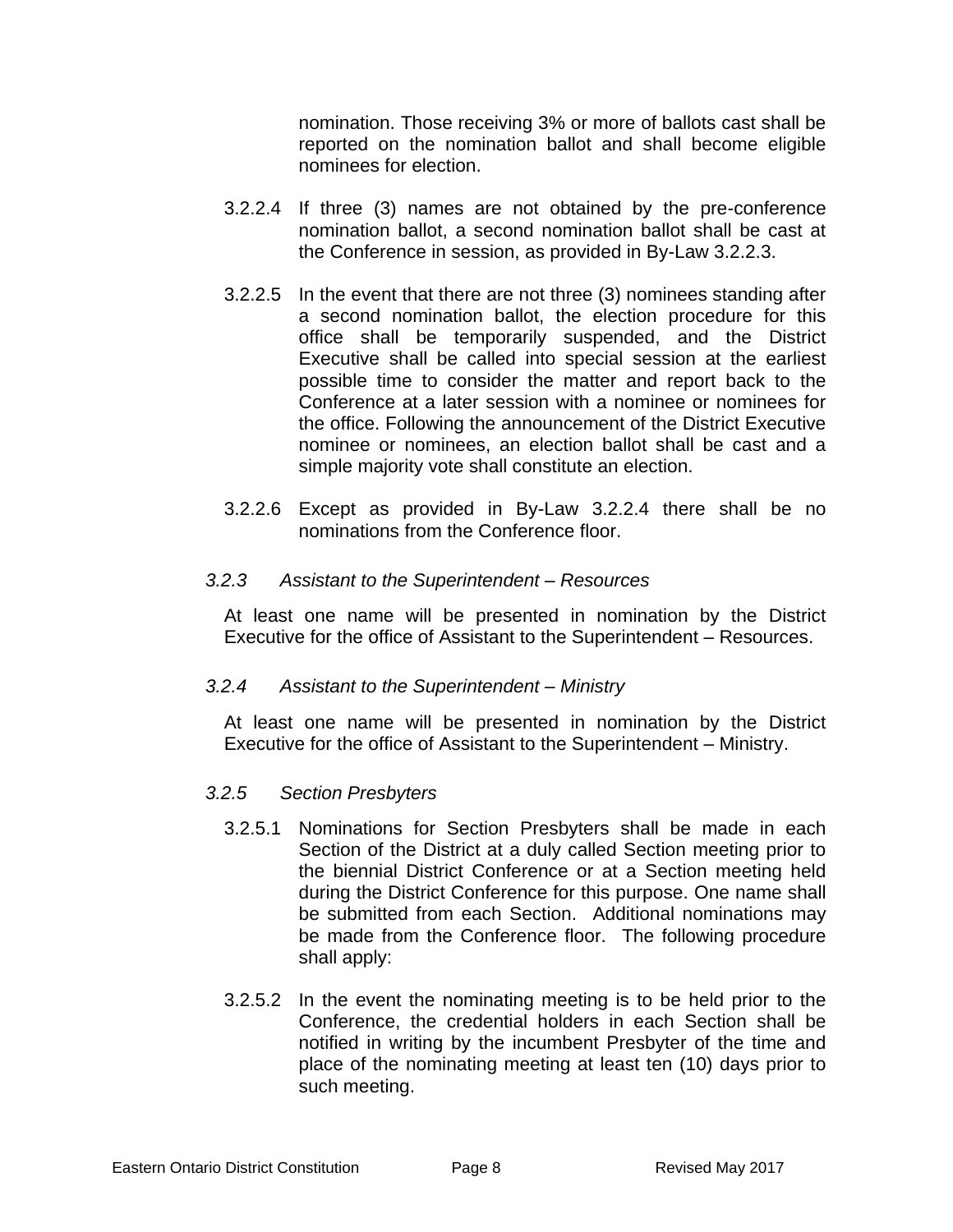nomination. Those receiving 3% or more of ballots cast shall be reported on the nomination ballot and shall become eligible nominees for election.

3.2.2.4 If three (3) names are not obtained by the pre-conference nomination ballot, a second nomination ballot shall be cast at the Conference in session, as provided in By-Law 3.2.2.3.

3.2.2.5 In the event that there are not three (3) nominees standing after a second nomination ballot, the election procedure for this office shall be temporarily suspended, and the District Executive shall be called into special session at the earliest possible time to consider the matter and report back to the Conference at a later session with a nominee or nominees for the office. Following the announcement of the District Executive nominee or nominees, an election ballot shall be cast and a simple majority vote shall constitute an election.

3.2.2.6 Except as provided in By-Law 3.2.2.4 there shall be no nominations from the Conference floor.

*3.2.3 Assistant to the Superintendent – Resources*

At least one name will be presented in nomination by the District Executive for the office of Assistant to the Superintendent – Resources.

*3.2.4 Assistant to the Superintendent – Ministry*

At least one name will be presented in nomination by the District Executive for the office of Assistant to the Superintendent – Ministry.

*3.2.5 Section Presbyters*

3.2.5.1 Nominations for Section Presbyters shall be made in each Section of the District at a duly called Section meeting prior to the biennial District Conference or at a Section meeting held during the District Conference for this purpose. One name shall be submitted from each Section. Additional nominations may be made from the Conference floor. The following procedure shall apply:

3.2.5.2 In the event the nominating meeting is to be held prior to the Conference, the credential holders in each Section shall be notified in writing by the incumbent Presbyter of the time and place of the nominating meeting at least ten (10) days prior to such meeting.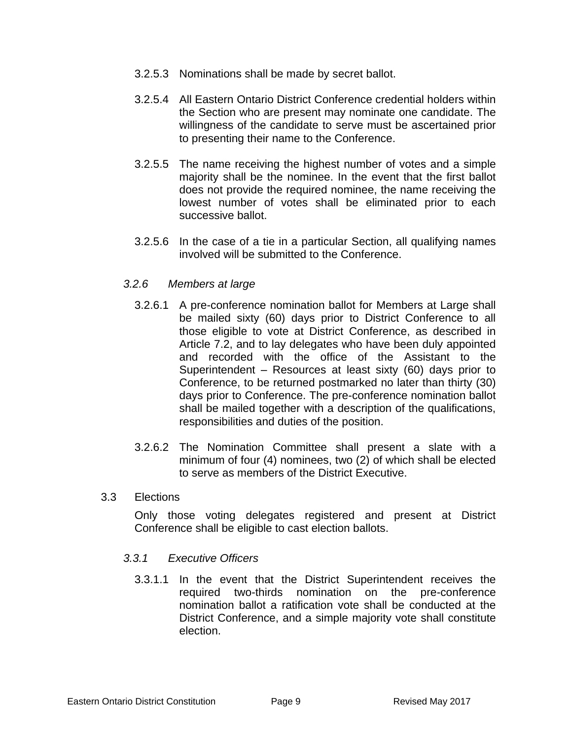3.2.5.3 Nominations shall be made by secret ballot.

3.2.5.4 All Eastern Ontario District Conference credential holders within the Section who are present may nominate one candidate. The willingness of the candidate to serve must be ascertained prior to presenting their name to the Conference.

3.2.5.5 The name receiving the highest number of votes and a simple majority shall be the nominee. In the event that the first ballot does not provide the required nominee, the name receiving the lowest number of votes shall be eliminated prior to each successive ballot.

3.2.5.6 In the case of a tie in a particular Section, all qualifying names involved will be submitted to the Conference.

*3.2.6 Members at large*

3.2.6.1 A pre-conference nomination ballot for Members at Large shall be mailed sixty (60) days prior to District Conference to all those eligible to vote at District Conference, as described in Article 7.2, and to lay delegates who have been duly appointed and recorded with the office of the Assistant to the Superintendent – Resources at least sixty (60) days prior to Conference, to be returned postmarked no later than thirty (30) days prior to Conference. The pre-conference nomination ballot shall be mailed together with a description of the qualifications, responsibilities and duties of the position.

3.2.6.2 The Nomination Committee shall present a slate with a minimum of four (4) nominees, two (2) of which shall be elected to serve as members of the District Executive.

3.3 Elections

Only those voting delegates registered and present at District Conference shall be eligible to cast election ballots.

*3.3.1 Executive Officers*

3.3.1.1 In the event that the District Superintendent receives the required two-thirds nomination on the pre-conference nomination ballot a ratification vote shall be conducted at the District Conference, and a simple majority vote shall constitute election.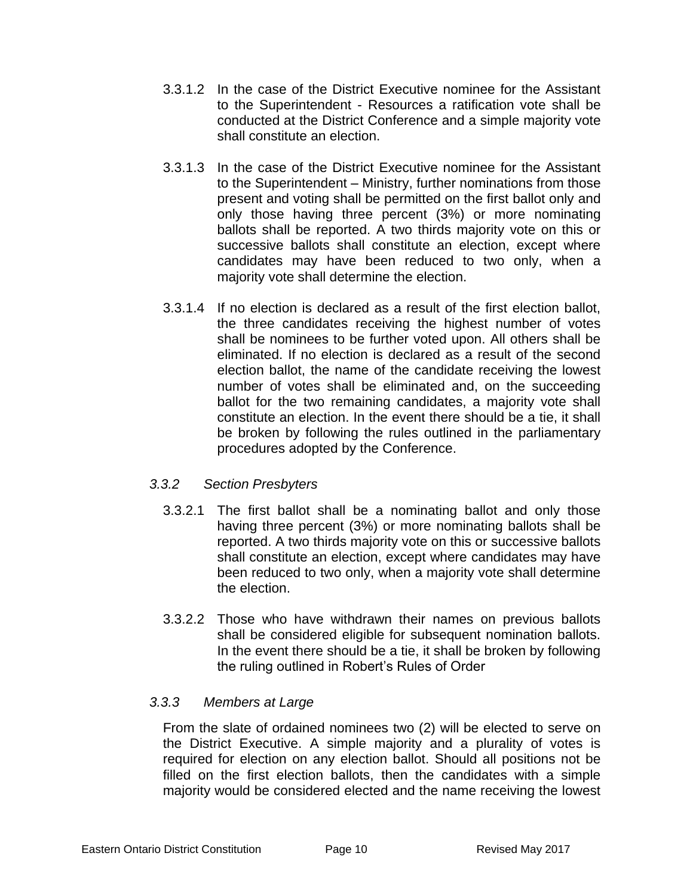3.3.1.2 In the case of the District Executive nominee for the Assistant to the Superintendent - Resources a ratification vote shall be conducted at the District Conference and a simple majority vote shall constitute an election.

3.3.1.3 In the case of the District Executive nominee for the Assistant to the Superintendent – Ministry, further nominations from those present and voting shall be permitted on the first ballot only and only those having three percent (3%) or more nominating ballots shall be reported. A two thirds majority vote on this or successive ballots shall constitute an election, except where candidates may have been reduced to two only, when a majority vote shall determine the election.

3.3.1.4 If no election is declared as a result of the first election ballot, the three candidates receiving the highest number of votes shall be nominees to be further voted upon. All others shall be eliminated. If no election is declared as a result of the second election ballot, the name of the candidate receiving the lowest number of votes shall be eliminated and, on the succeeding ballot for the two remaining candidates, a majority vote shall constitute an election. In the event there should be a tie, it shall be broken by following the rules outlined in the parliamentary procedures adopted by the Conference.

*3.3.2 Section Presbyters*

3.3.2.1 The first ballot shall be a nominating ballot and only those having three percent (3%) or more nominating ballots shall be reported. A two thirds majority vote on this or successive ballots shall constitute an election, except where candidates may have been reduced to two only, when a majority vote shall determine the election.

3.3.2.2 Those who have withdrawn their names on previous ballots shall be considered eligible for subsequent nomination ballots. In the event there should be a tie, it shall be broken by following the ruling outlined in Robert's Rules of Order

*3.3.3 Members at Large*

From the slate of ordained nominees two (2) will be elected to serve on the District Executive. A simple majority and a plurality of votes is required for election on any election ballot. Should all positions not be filled on the first election ballots, then the candidates with a simple majority would be considered elected and the name receiving the lowest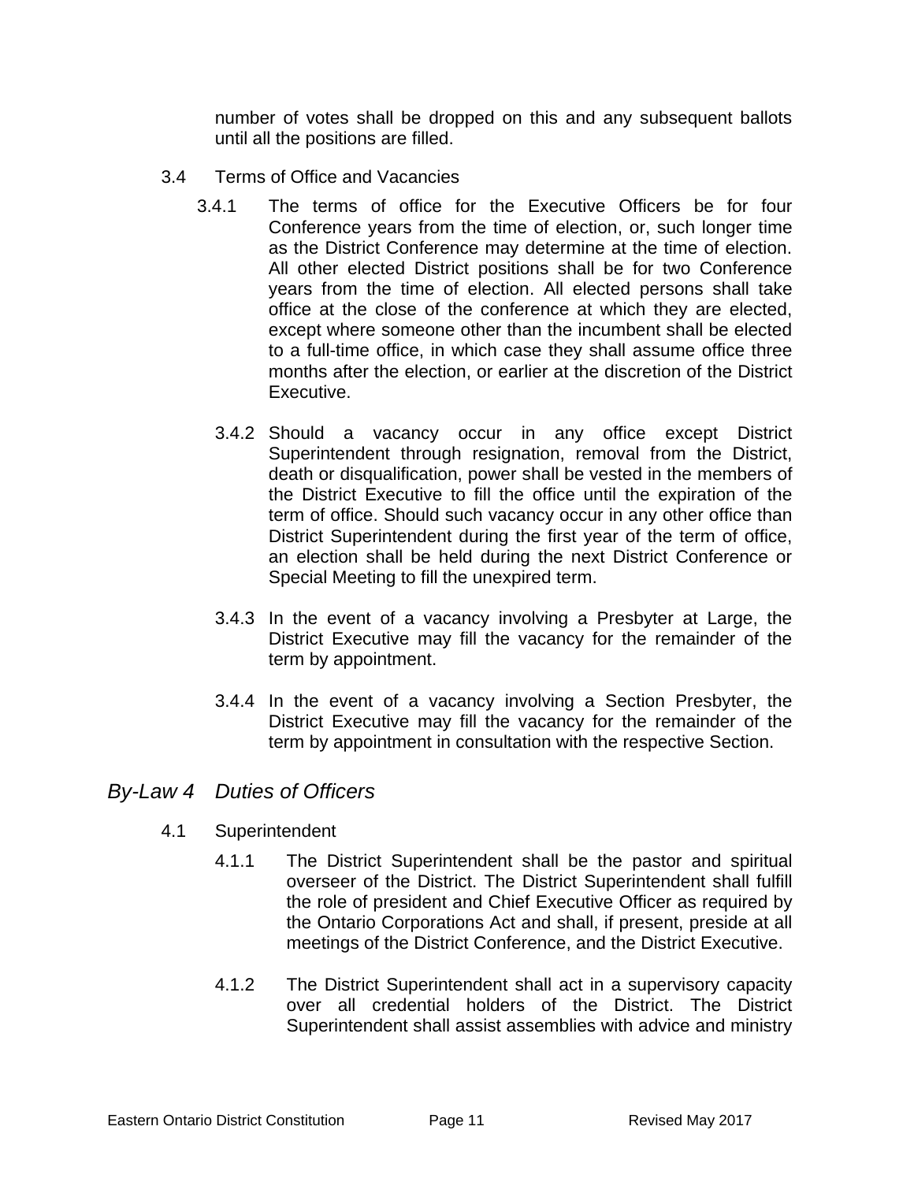number of votes shall be dropped on this and any subsequent ballots until all the positions are filled.

3.4 Terms of Office and Vacancies

3.4.1 The terms of office for the Executive Officers be for four Conference years from the time of election, or, such longer time as the District Conference may determine at the time of election. All other elected District positions shall be for two Conference years from the time of election. All elected persons shall take office at the close of the conference at which they are elected, except where someone other than the incumbent shall be elected to a full-time office, in which case they shall assume office three months after the election, or earlier at the discretion of the District Executive.

3.4.2 Should a vacancy occur in any office except District Superintendent through resignation, removal from the District, death or disqualification, power shall be vested in the members of the District Executive to fill the office until the expiration of the term of office. Should such vacancy occur in any other office than District Superintendent during the first year of the term of office, an election shall be held during the next District Conference or Special Meeting to fill the unexpired term.

3.4.3 In the event of a vacancy involving a Presbyter at Large, the District Executive may fill the vacancy for the remainder of the term by appointment.

3.4.4 In the event of a vacancy involving a Section Presbyter, the District Executive may fill the vacancy for the remainder of the term by appointment in consultation with the respective Section.

## *By-Law 4 Duties of Officers*

4.1 Superintendent

4.1.1 The District Superintendent shall be the pastor and spiritual overseer of the District. The District Superintendent shall fulfill the role of president and Chief Executive Officer as required by the Ontario Corporations Act and shall, if present, preside at all meetings of the District Conference, and the District Executive.

4.1.2 The District Superintendent shall act in a supervisory capacity over all credential holders of the District. The District Superintendent shall assist assemblies with advice and ministry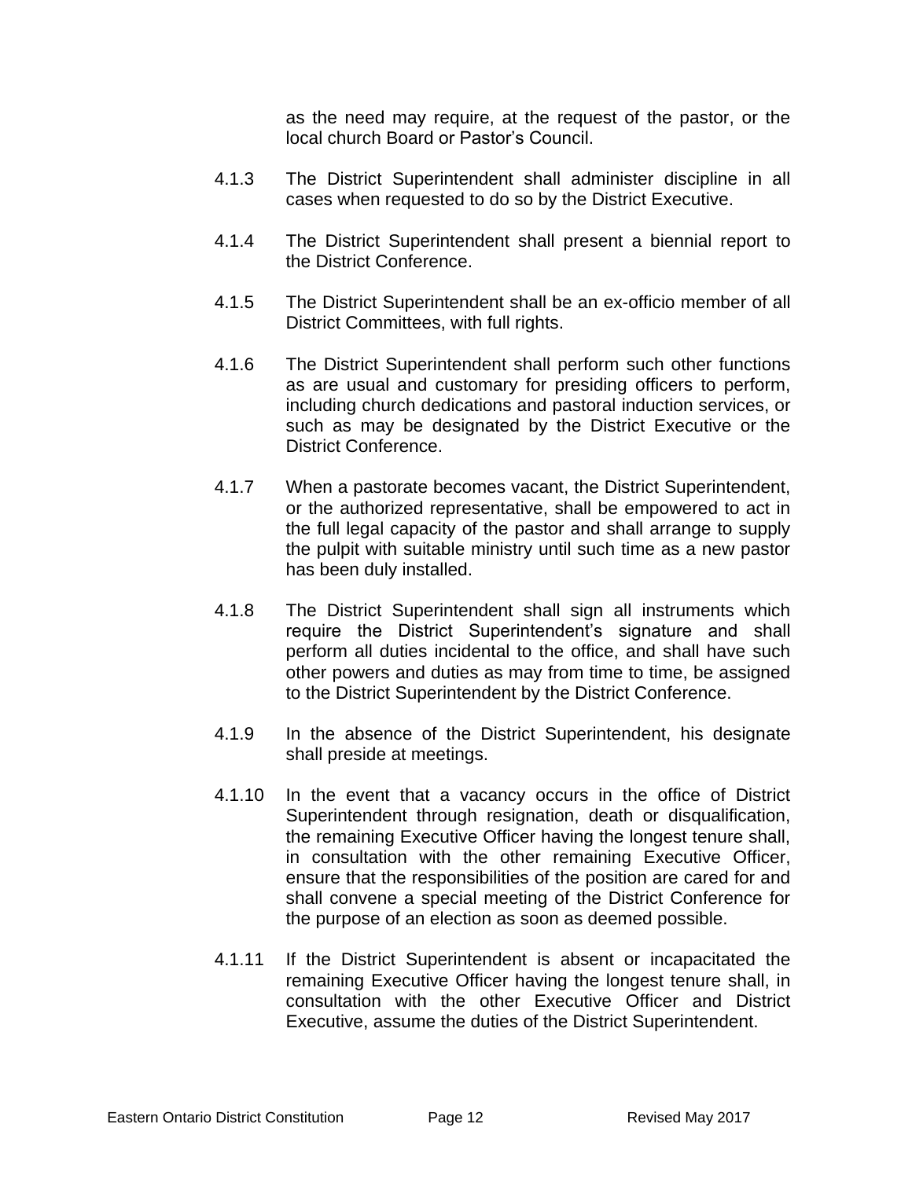as the need may require, at the request of the pastor, or the local church Board or Pastor's Council.

4.1.3 The District Superintendent shall administer discipline in all cases when requested to do so by the District Executive.

4.1.4 The District Superintendent shall present a biennial report to the District Conference.

4.1.5 The District Superintendent shall be an ex-officio member of all District Committees, with full rights.

4.1.6 The District Superintendent shall perform such other functions as are usual and customary for presiding officers to perform, including church dedications and pastoral induction services, or such as may be designated by the District Executive or the District Conference.

4.1.7 When a pastorate becomes vacant, the District Superintendent, or the authorized representative, shall be empowered to act in the full legal capacity of the pastor and shall arrange to supply the pulpit with suitable ministry until such time as a new pastor has been duly installed.

4.1.8 The District Superintendent shall sign all instruments which require the District Superintendent's signature and shall perform all duties incidental to the office, and shall have such other powers and duties as may from time to time, be assigned to the District Superintendent by the District Conference.

4.1.9 In the absence of the District Superintendent, his designate shall preside at meetings.

4.1.10 In the event that a vacancy occurs in the office of District Superintendent through resignation, death or disqualification, the remaining Executive Officer having the longest tenure shall, in consultation with the other remaining Executive Officer, ensure that the responsibilities of the position are cared for and shall convene a special meeting of the District Conference for the purpose of an election as soon as deemed possible.

4.1.11 If the District Superintendent is absent or incapacitated the remaining Executive Officer having the longest tenure shall, in consultation with the other Executive Officer and District Executive, assume the duties of the District Superintendent.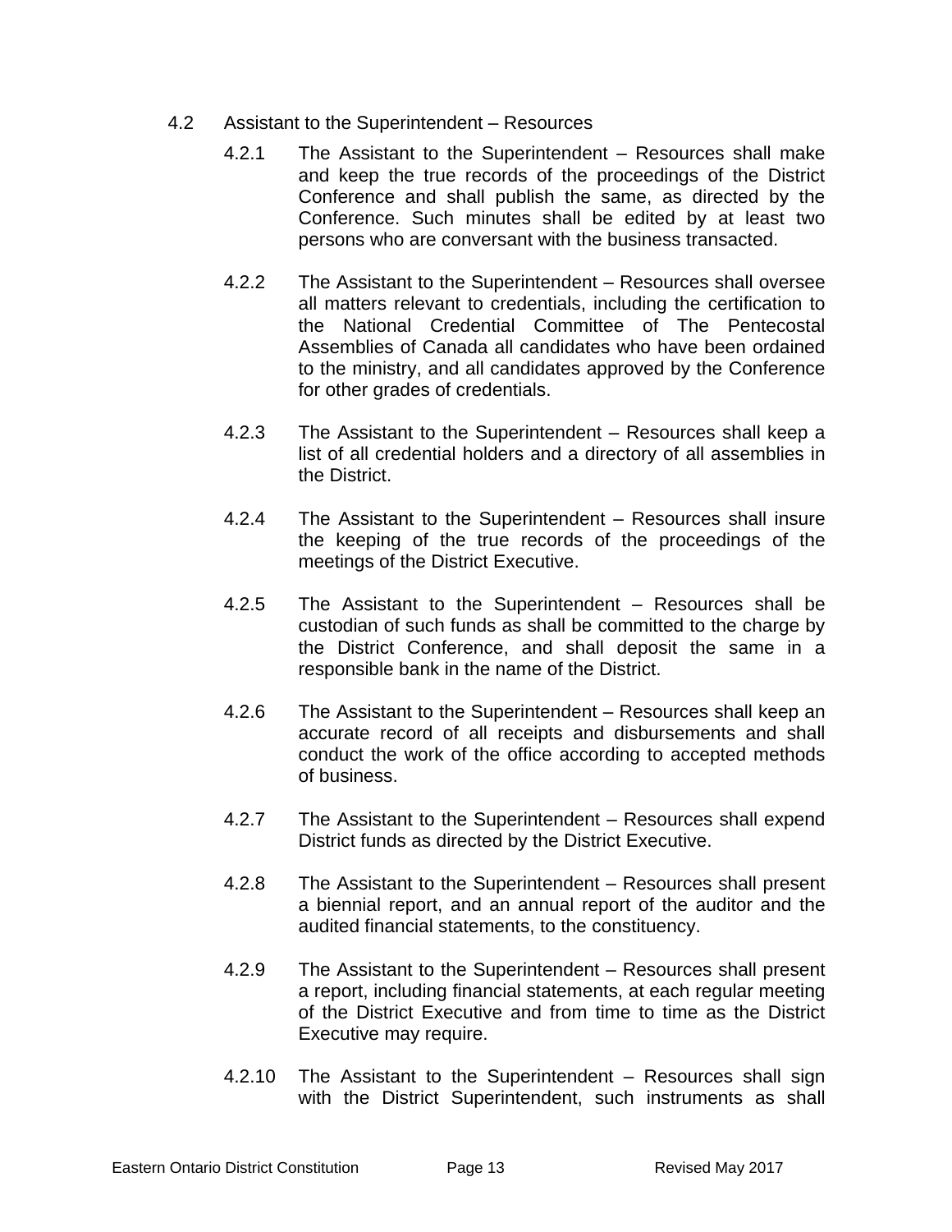4.2 Assistant to the Superintendent – Resources

4.2.1 The Assistant to the Superintendent – Resources shall make and keep the true records of the proceedings of the District Conference and shall publish the same, as directed by the Conference. Such minutes shall be edited by at least two persons who are conversant with the business transacted.

4.2.2 The Assistant to the Superintendent – Resources shall oversee all matters relevant to credentials, including the certification to the National Credential Committee of The Pentecostal Assemblies of Canada all candidates who have been ordained to the ministry, and all candidates approved by the Conference for other grades of credentials.

4.2.3 The Assistant to the Superintendent – Resources shall keep a list of all credential holders and a directory of all assemblies in the District.

4.2.4 The Assistant to the Superintendent – Resources shall insure the keeping of the true records of the proceedings of the meetings of the District Executive.

4.2.5 The Assistant to the Superintendent – Resources shall be custodian of such funds as shall be committed to the charge by the District Conference, and shall deposit the same in a responsible bank in the name of the District.

4.2.6 The Assistant to the Superintendent – Resources shall keep an accurate record of all receipts and disbursements and shall conduct the work of the office according to accepted methods of business.

4.2.7 The Assistant to the Superintendent – Resources shall expend District funds as directed by the District Executive.

4.2.8 The Assistant to the Superintendent – Resources shall present a biennial report, and an annual report of the auditor and the audited financial statements, to the constituency.

4.2.9 The Assistant to the Superintendent – Resources shall present a report, including financial statements, at each regular meeting of the District Executive and from time to time as the District Executive may require.

4.2.10 The Assistant to the Superintendent – Resources shall sign with the District Superintendent, such instruments as shall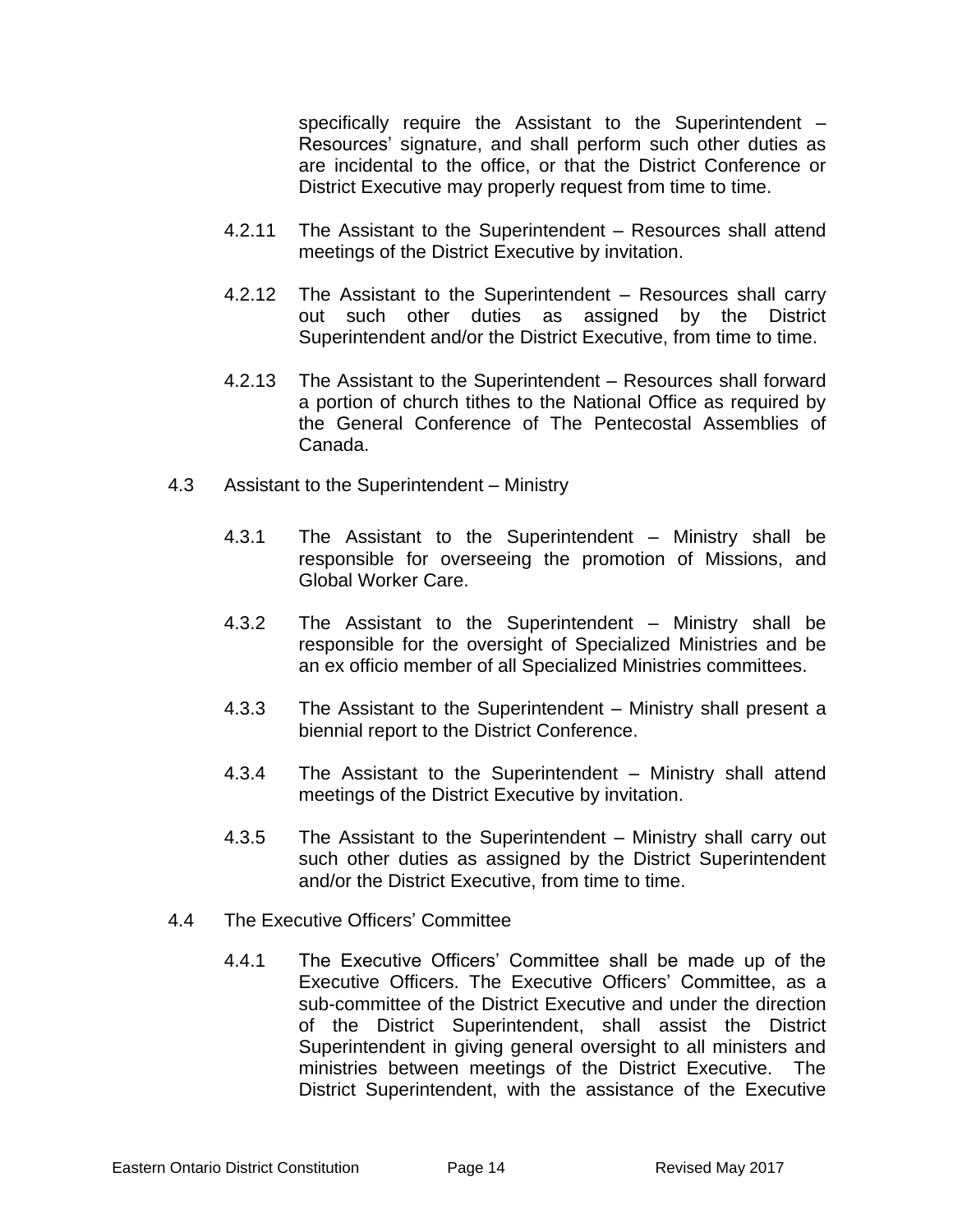specifically require the Assistant to the Superintendent – Resources' signature, and shall perform such other duties as are incidental to the office, or that the District Conference or District Executive may properly request from time to time.

4.2.11 The Assistant to the Superintendent – Resources shall attend meetings of the District Executive by invitation.

4.2.12 The Assistant to the Superintendent – Resources shall carry out such other duties as assigned by the District Superintendent and/or the District Executive, from time to time.

4.2.13 The Assistant to the Superintendent – Resources shall forward a portion of church tithes to the National Office as required by the General Conference of The Pentecostal Assemblies of Canada.

4.3 Assistant to the Superintendent – Ministry

4.3.1 The Assistant to the Superintendent – Ministry shall be responsible for overseeing the promotion of Missions, and Global Worker Care.

4.3.2 The Assistant to the Superintendent – Ministry shall be responsible for the oversight of Specialized Ministries and be an ex officio member of all Specialized Ministries committees.

4.3.3 The Assistant to the Superintendent – Ministry shall present a biennial report to the District Conference.

4.3.4 The Assistant to the Superintendent – Ministry shall attend meetings of the District Executive by invitation.

4.3.5 The Assistant to the Superintendent – Ministry shall carry out such other duties as assigned by the District Superintendent and/or the District Executive, from time to time.

4.4 The Executive Officers' Committee

4.4.1 The Executive Officers' Committee shall be made up of the Executive Officers. The Executive Officers' Committee, as a sub-committee of the District Executive and under the direction of the District Superintendent, shall assist the District Superintendent in giving general oversight to all ministers and ministries between meetings of the District Executive. The District Superintendent, with the assistance of the Executive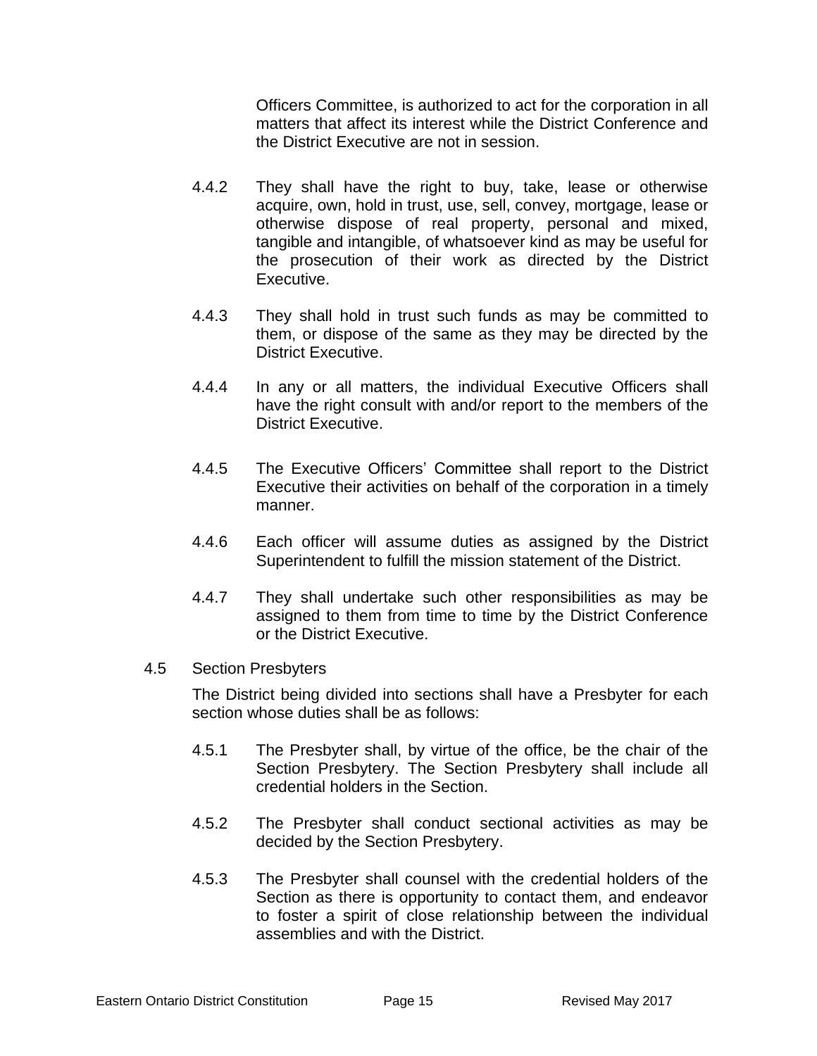Officers Committee, is authorized to act for the corporation in all matters that affect its interest while the District Conference and the District Executive are not in session.

4.4.2 They shall have the right to buy, take, lease or otherwise acquire, own, hold in trust, use, sell, convey, mortgage, lease or otherwise dispose of real property, personal and mixed, tangible and intangible, of whatsoever kind as may be useful for the prosecution of their work as directed by the District Executive.

4.4.3 They shall hold in trust such funds as may be committed to them, or dispose of the same as they may be directed by the District Executive.

4.4.4 In any or all matters, the individual Executive Officers shall have the right consult with and/or report to the members of the District Executive.

4.4.5 The Executive Officers' Committee shall report to the District Executive their activities on behalf of the corporation in a timely manner.

4.4.6 Each officer will assume duties as assigned by the District Superintendent to fulfill the mission statement of the District.

4.4.7 They shall undertake such other responsibilities as may be assigned to them from time to time by the District Conference or the District Executive.

4.5 Section Presbyters

The District being divided into sections shall have a Presbyter for each section whose duties shall be as follows:

4.5.1 The Presbyter shall, by virtue of the office, be the chair of the Section Presbytery. The Section Presbytery shall include all credential holders in the Section.

4.5.2 The Presbyter shall conduct sectional activities as may be decided by the Section Presbytery.

4.5.3 The Presbyter shall counsel with the credential holders of the Section as there is opportunity to contact them, and endeavor to foster a spirit of close relationship between the individual assemblies and with the District.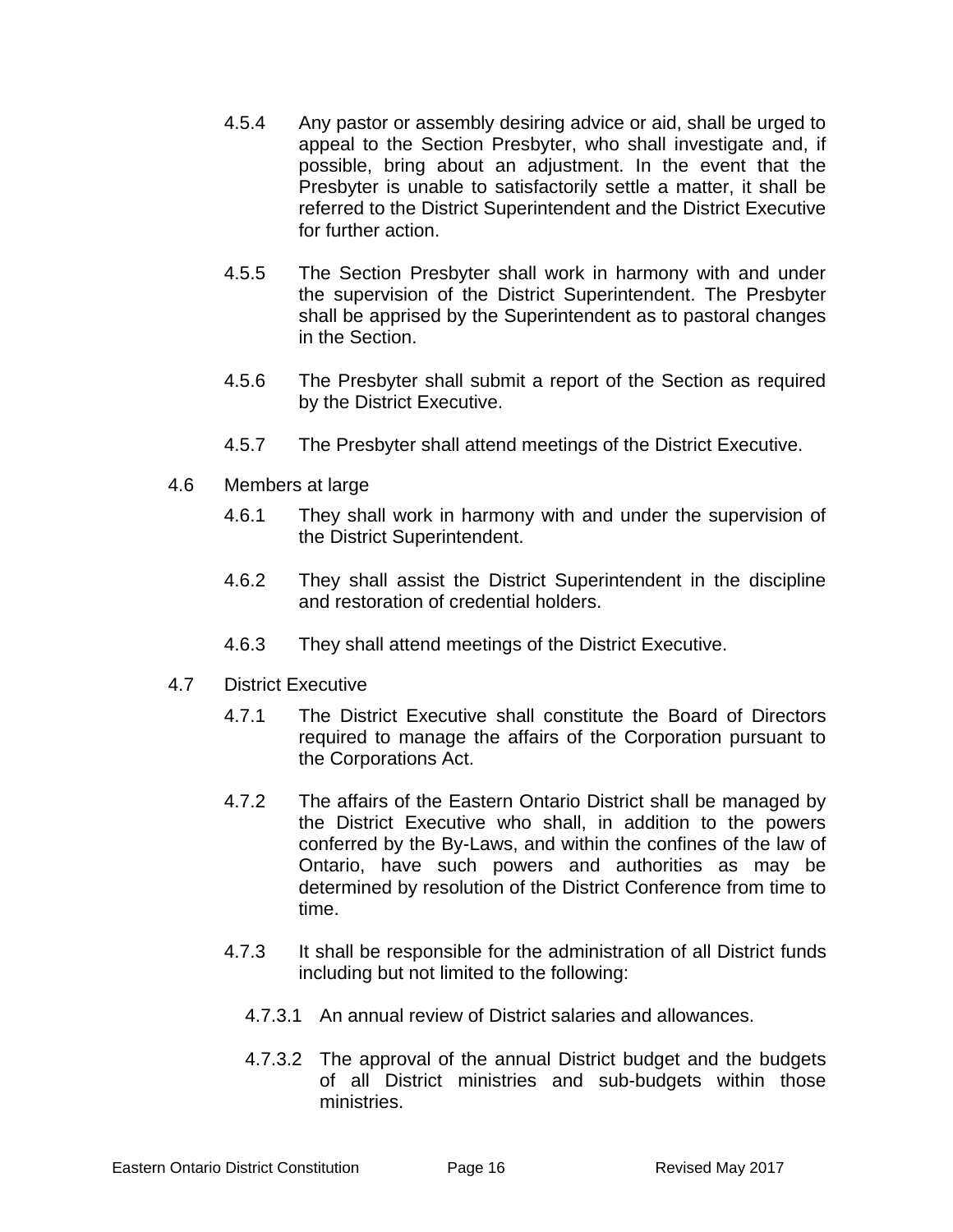4.5.4 Any pastor or assembly desiring advice or aid, shall be urged to appeal to the Section Presbyter, who shall investigate and, if possible, bring about an adjustment. In the event that the Presbyter is unable to satisfactorily settle a matter, it shall be referred to the District Superintendent and the District Executive for further action.

4.5.5 The Section Presbyter shall work in harmony with and under the supervision of the District Superintendent. The Presbyter shall be apprised by the Superintendent as to pastoral changes in the Section.

4.5.6 The Presbyter shall submit a report of the Section as required by the District Executive.

4.5.7 The Presbyter shall attend meetings of the District Executive.

4.6 Members at large

4.6.1 They shall work in harmony with and under the supervision of the District Superintendent.

4.6.2 They shall assist the District Superintendent in the discipline and restoration of credential holders.

4.6.3 They shall attend meetings of the District Executive.

4.7 District Executive

4.7.1 The District Executive shall constitute the Board of Directors required to manage the affairs of the Corporation pursuant to the Corporations Act.

4.7.2 The affairs of the Eastern Ontario District shall be managed by the District Executive who shall, in addition to the powers conferred by the By-Laws, and within the confines of the law of Ontario, have such powers and authorities as may be determined by resolution of the District Conference from time to time.

4.7.3 It shall be responsible for the administration of all District funds including but not limited to the following:

4.7.3.1 An annual review of District salaries and allowances.

4.7.3.2 The approval of the annual District budget and the budgets of all District ministries and sub-budgets within those ministries.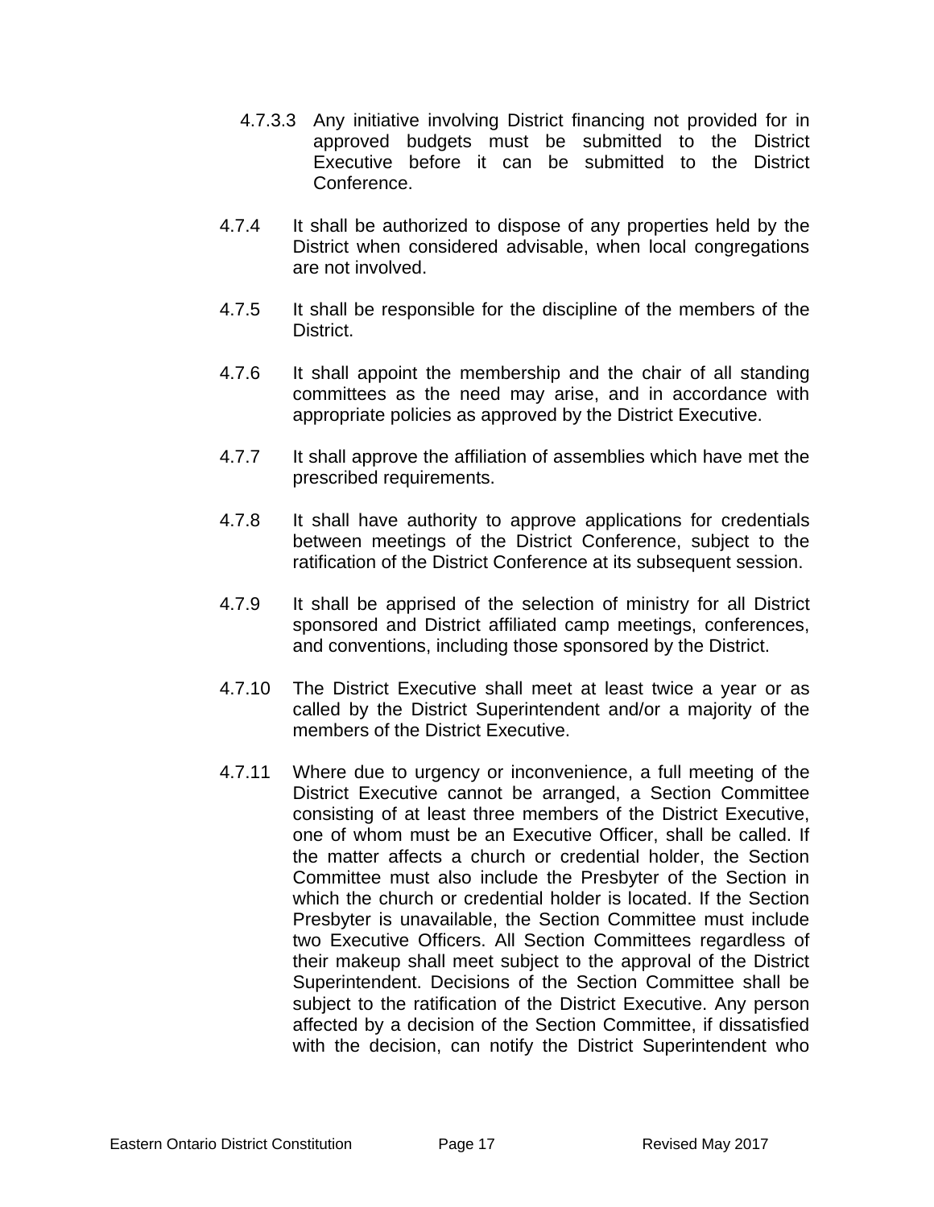4.7.3.3 Any initiative involving District financing not provided for in approved budgets must be submitted to the District Executive before it can be submitted to the District Conference.

4.7.4 It shall be authorized to dispose of any properties held by the District when considered advisable, when local congregations are not involved.

4.7.5 It shall be responsible for the discipline of the members of the District.

4.7.6 It shall appoint the membership and the chair of all standing committees as the need may arise, and in accordance with appropriate policies as approved by the District Executive.

4.7.7 It shall approve the affiliation of assemblies which have met the prescribed requirements.

4.7.8 It shall have authority to approve applications for credentials between meetings of the District Conference, subject to the ratification of the District Conference at its subsequent session.

4.7.9 It shall be apprised of the selection of ministry for all District sponsored and District affiliated camp meetings, conferences, and conventions, including those sponsored by the District.

4.7.10 The District Executive shall meet at least twice a year or as called by the District Superintendent and/or a majority of the members of the District Executive.

4.7.11 Where due to urgency or inconvenience, a full meeting of the District Executive cannot be arranged, a Section Committee consisting of at least three members of the District Executive, one of whom must be an Executive Officer, shall be called. If the matter affects a church or credential holder, the Section Committee must also include the Presbyter of the Section in which the church or credential holder is located. If the Section Presbyter is unavailable, the Section Committee must include two Executive Officers. All Section Committees regardless of their makeup shall meet subject to the approval of the District Superintendent. Decisions of the Section Committee shall be subject to the ratification of the District Executive. Any person affected by a decision of the Section Committee, if dissatisfied with the decision, can notify the District Superintendent who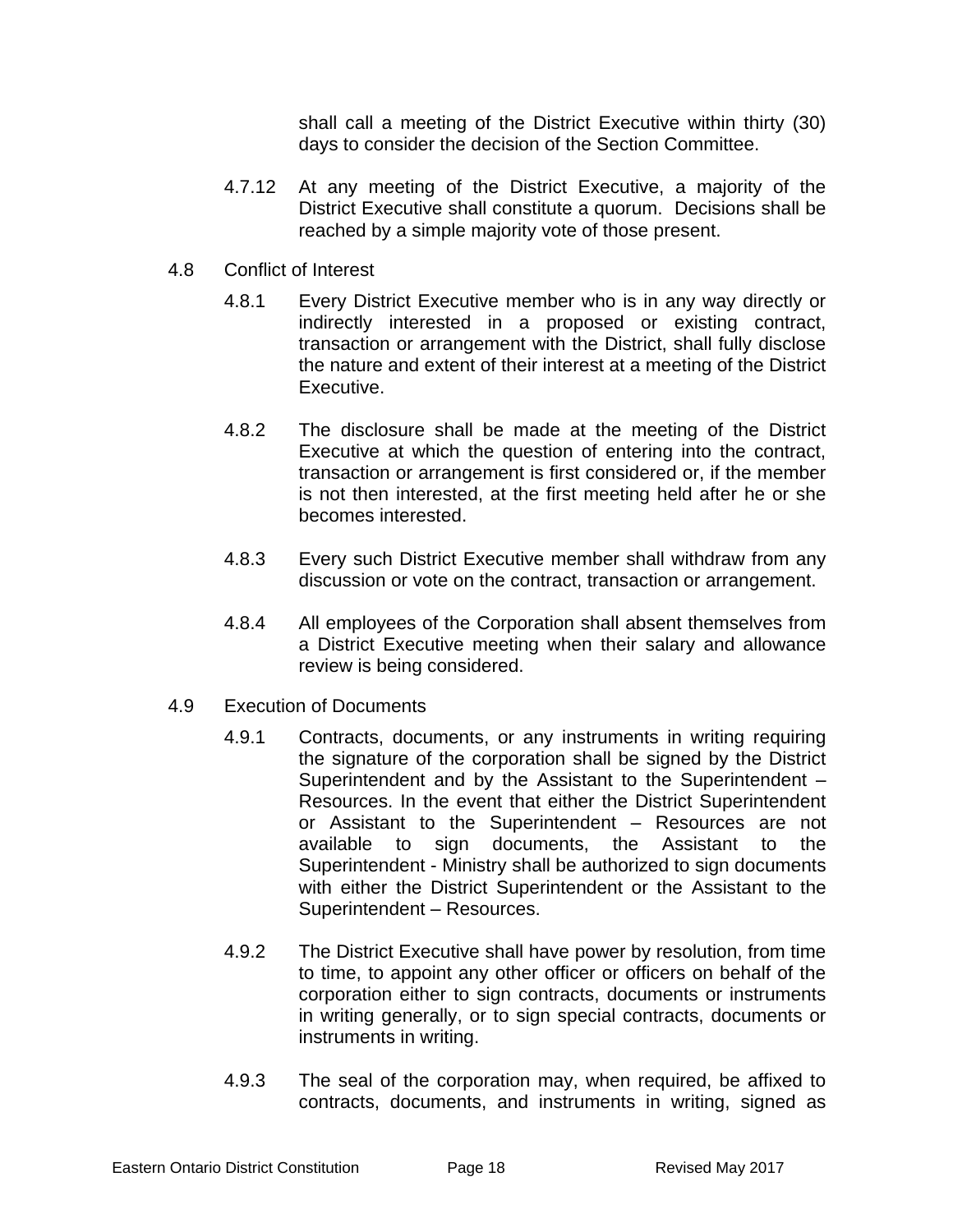shall call a meeting of the District Executive within thirty (30) days to consider the decision of the Section Committee.

4.7.12 At any meeting of the District Executive, a majority of the District Executive shall constitute a quorum. Decisions shall be reached by a simple majority vote of those present.

4.8 Conflict of Interest

4.8.1 Every District Executive member who is in any way directly or indirectly interested in a proposed or existing contract, transaction or arrangement with the District, shall fully disclose the nature and extent of their interest at a meeting of the District Executive.

4.8.2 The disclosure shall be made at the meeting of the District Executive at which the question of entering into the contract, transaction or arrangement is first considered or, if the member is not then interested, at the first meeting held after he or she becomes interested.

4.8.3 Every such District Executive member shall withdraw from any discussion or vote on the contract, transaction or arrangement.

4.8.4 All employees of the Corporation shall absent themselves from a District Executive meeting when their salary and allowance review is being considered.

4.9 Execution of Documents

4.9.1 Contracts, documents, or any instruments in writing requiring the signature of the corporation shall be signed by the District Superintendent and by the Assistant to the Superintendent – Resources. In the event that either the District Superintendent or Assistant to the Superintendent – Resources are not available to sign documents, the Assistant to the Superintendent - Ministry shall be authorized to sign documents with either the District Superintendent or the Assistant to the Superintendent – Resources.

4.9.2 The District Executive shall have power by resolution, from time to time, to appoint any other officer or officers on behalf of the corporation either to sign contracts, documents or instruments in writing generally, or to sign special contracts, documents or instruments in writing.

4.9.3 The seal of the corporation may, when required, be affixed to contracts, documents, and instruments in writing, signed as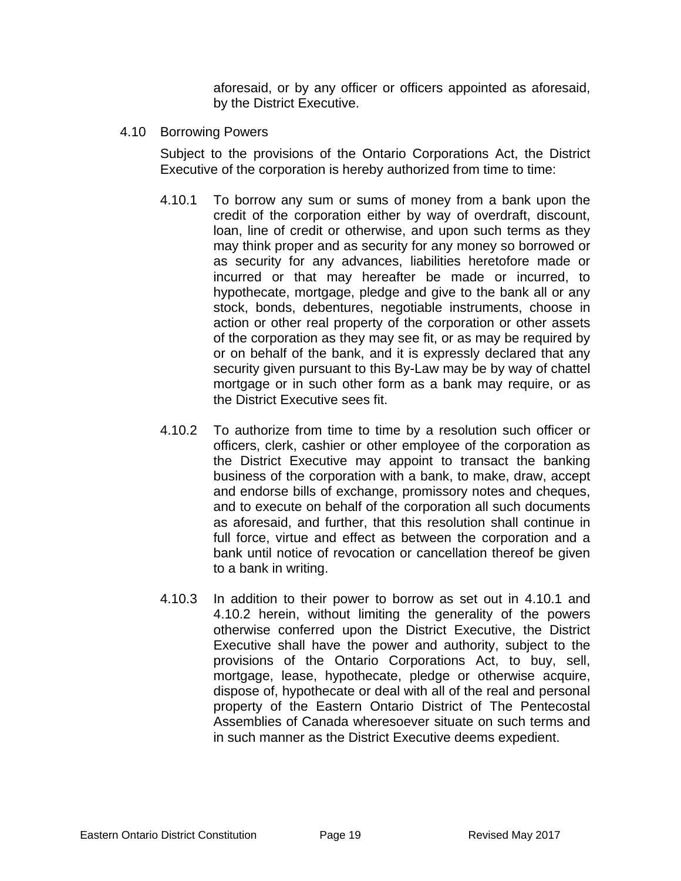aforesaid, or by any officer or officers appointed as aforesaid, by the District Executive.

### 4.10 Borrowing Powers

Subject to the provisions of the Ontario Corporations Act, the District Executive of the corporation is hereby authorized from time to time:

4.10.1 To borrow any sum or sums of money from a bank upon the credit of the corporation either by way of overdraft, discount, loan, line of credit or otherwise, and upon such terms as they may think proper and as security for any money so borrowed or as security for any advances, liabilities heretofore made or incurred or that may hereafter be made or incurred, to hypothecate, mortgage, pledge and give to the bank all or any stock, bonds, debentures, negotiable instruments, choose in action or other real property of the corporation or other assets of the corporation as they may see fit, or as may be required by or on behalf of the bank, and it is expressly declared that any security given pursuant to this By-Law may be by way of chattel mortgage or in such other form as a bank may require, or as the District Executive sees fit.

4.10.2 To authorize from time to time by a resolution such officer or officers, clerk, cashier or other employee of the corporation as the District Executive may appoint to transact the banking business of the corporation with a bank, to make, draw, accept and endorse bills of exchange, promissory notes and cheques, and to execute on behalf of the corporation all such documents as aforesaid, and further, that this resolution shall continue in full force, virtue and effect as between the corporation and a bank until notice of revocation or cancellation thereof be given to a bank in writing.

4.10.3 In addition to their power to borrow as set out in 4.10.1 and 4.10.2 herein, without limiting the generality of the powers otherwise conferred upon the District Executive, the District Executive shall have the power and authority, subject to the provisions of the Ontario Corporations Act, to buy, sell, mortgage, lease, hypothecate, pledge or otherwise acquire, dispose of, hypothecate or deal with all of the real and personal property of the Eastern Ontario District of The Pentecostal Assemblies of Canada wheresoever situate on such terms and in such manner as the District Executive deems expedient.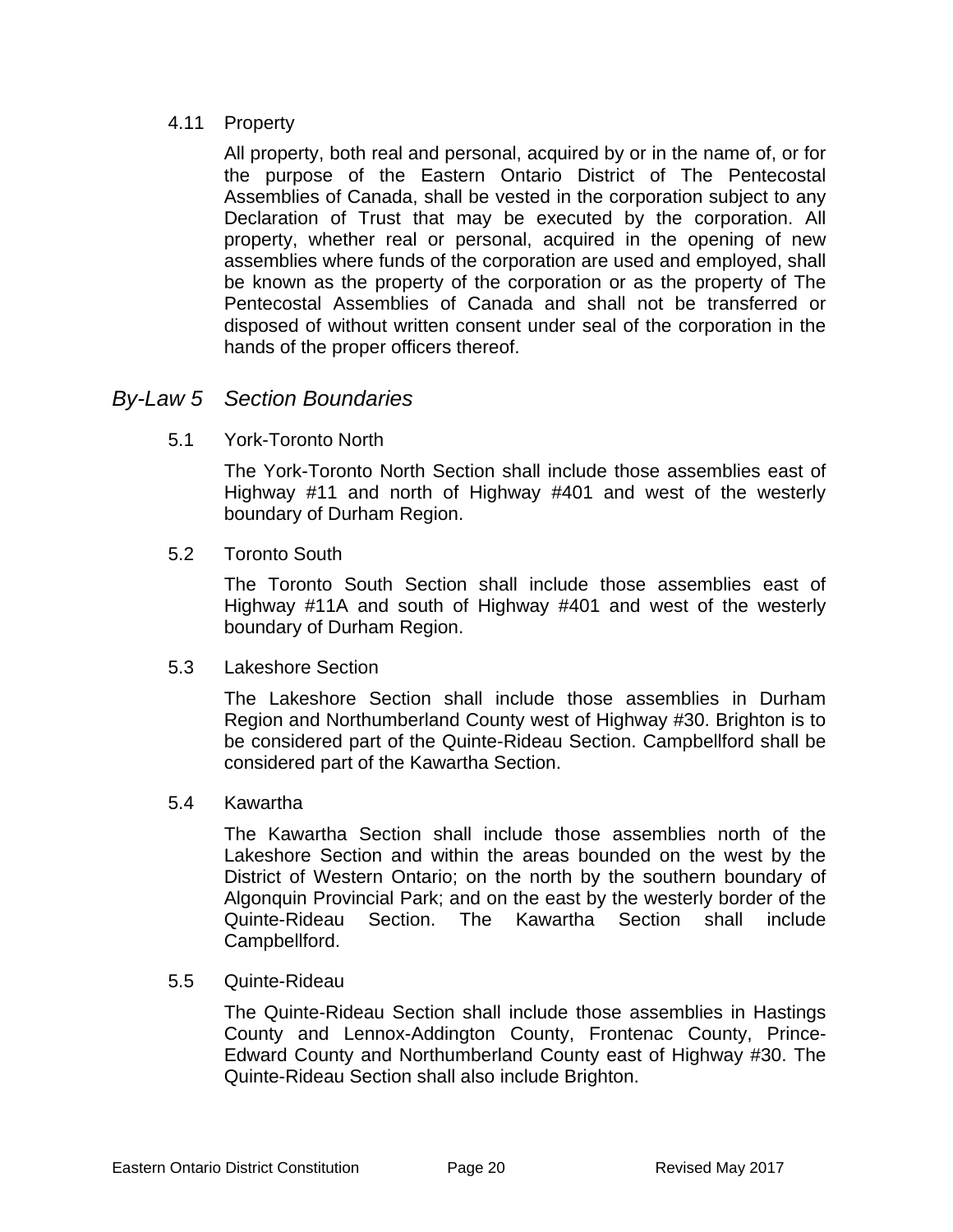4.11 Property

All property, both real and personal, acquired by or in the name of, or for the purpose of the Eastern Ontario District of The Pentecostal Assemblies of Canada, shall be vested in the corporation subject to any Declaration of Trust that may be executed by the corporation. All property, whether real or personal, acquired in the opening of new assemblies where funds of the corporation are used and employed, shall be known as the property of the corporation or as the property of The Pentecostal Assemblies of Canada and shall not be transferred or disposed of without written consent under seal of the corporation in the hands of the proper officers thereof.

## *By-Law 5 Section Boundaries*

5.1 York-Toronto North

The York-Toronto North Section shall include those assemblies east of Highway #11 and north of Highway #401 and west of the westerly boundary of Durham Region.

5.2 Toronto South

The Toronto South Section shall include those assemblies east of Highway #11A and south of Highway #401 and west of the westerly boundary of Durham Region.

5.3 Lakeshore Section

The Lakeshore Section shall include those assemblies in Durham Region and Northumberland County west of Highway #30. Brighton is to be considered part of the Quinte-Rideau Section. Campbellford shall be considered part of the Kawartha Section.

5.4 Kawartha

The Kawartha Section shall include those assemblies north of the Lakeshore Section and within the areas bounded on the west by the District of Western Ontario; on the north by the southern boundary of Algonquin Provincial Park; and on the east by the westerly border of the Quinte-Rideau Section. The Kawartha Section shall include Campbellford.

5.5 Quinte-Rideau

The Quinte-Rideau Section shall include those assemblies in Hastings County and Lennox-Addington County, Frontenac County, Prince-Edward County and Northumberland County east of Highway #30. The Quinte-Rideau Section shall also include Brighton.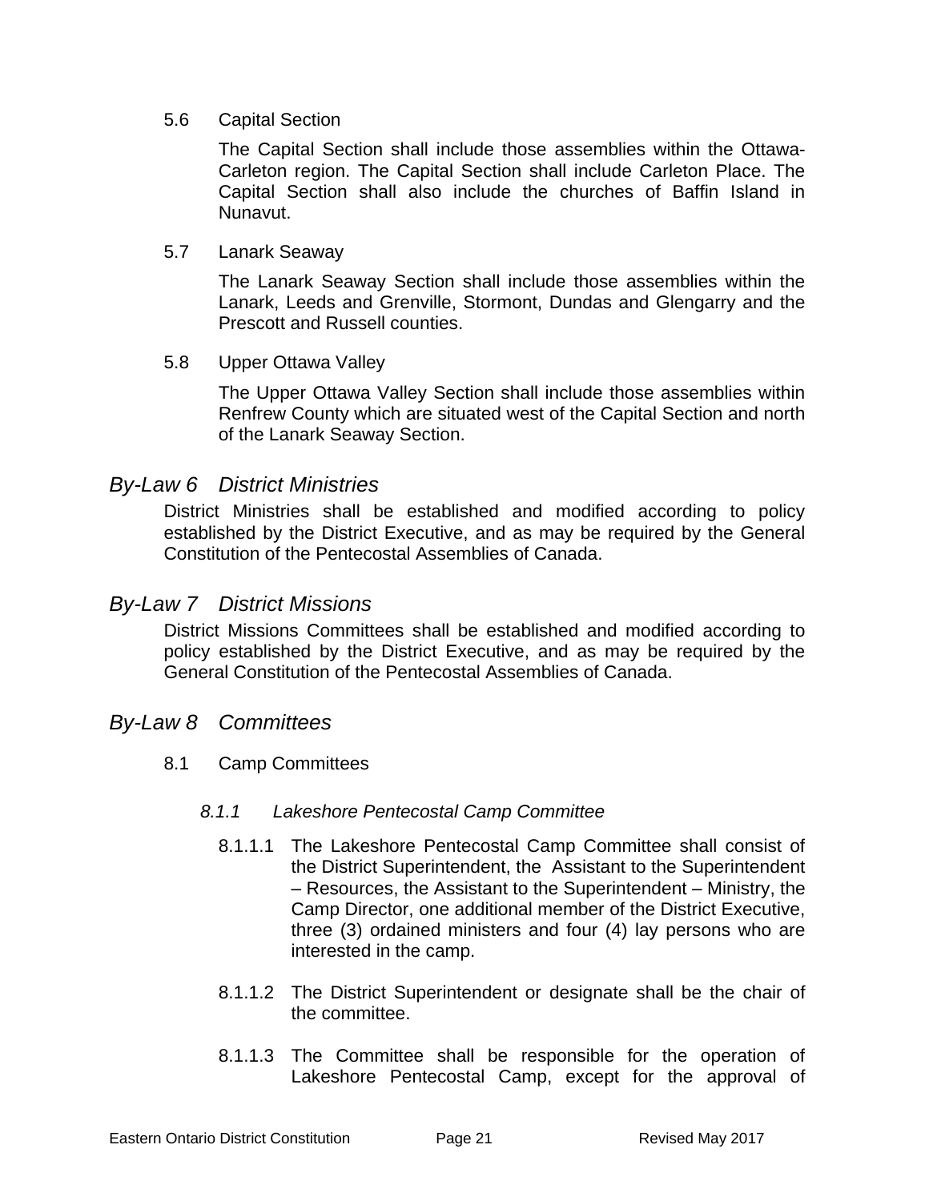5.6 Capital Section

The Capital Section shall include those assemblies within the Ottawa-Carleton region. The Capital Section shall include Carleton Place. The Capital Section shall also include the churches of Baffin Island in Nunavut.

5.7 Lanark Seaway

The Lanark Seaway Section shall include those assemblies within the Lanark, Leeds and Grenville, Stormont, Dundas and Glengarry and the Prescott and Russell counties.

5.8 Upper Ottawa Valley

The Upper Ottawa Valley Section shall include those assemblies within Renfrew County which are situated west of the Capital Section and north of the Lanark Seaway Section.

## *By-Law 6 District Ministries*

District Ministries shall be established and modified according to policy established by the District Executive, and as may be required by the General Constitution of the Pentecostal Assemblies of Canada.

## *By-Law 7 District Missions*

District Missions Committees shall be established and modified according to policy established by the District Executive, and as may be required by the General Constitution of the Pentecostal Assemblies of Canada.

## *By-Law 8 Committees*

8.1 Camp Committees

*8.1.1 Lakeshore Pentecostal Camp Committee*

8.1.1.1 The Lakeshore Pentecostal Camp Committee shall consist of the District Superintendent, the Assistant to the Superintendent – Resources, the Assistant to the Superintendent – Ministry, the Camp Director, one additional member of the District Executive, three (3) ordained ministers and four (4) lay persons who are interested in the camp.

8.1.1.2 The District Superintendent or designate shall be the chair of the committee.

8.1.1.3 The Committee shall be responsible for the operation of Lakeshore Pentecostal Camp, except for the approval of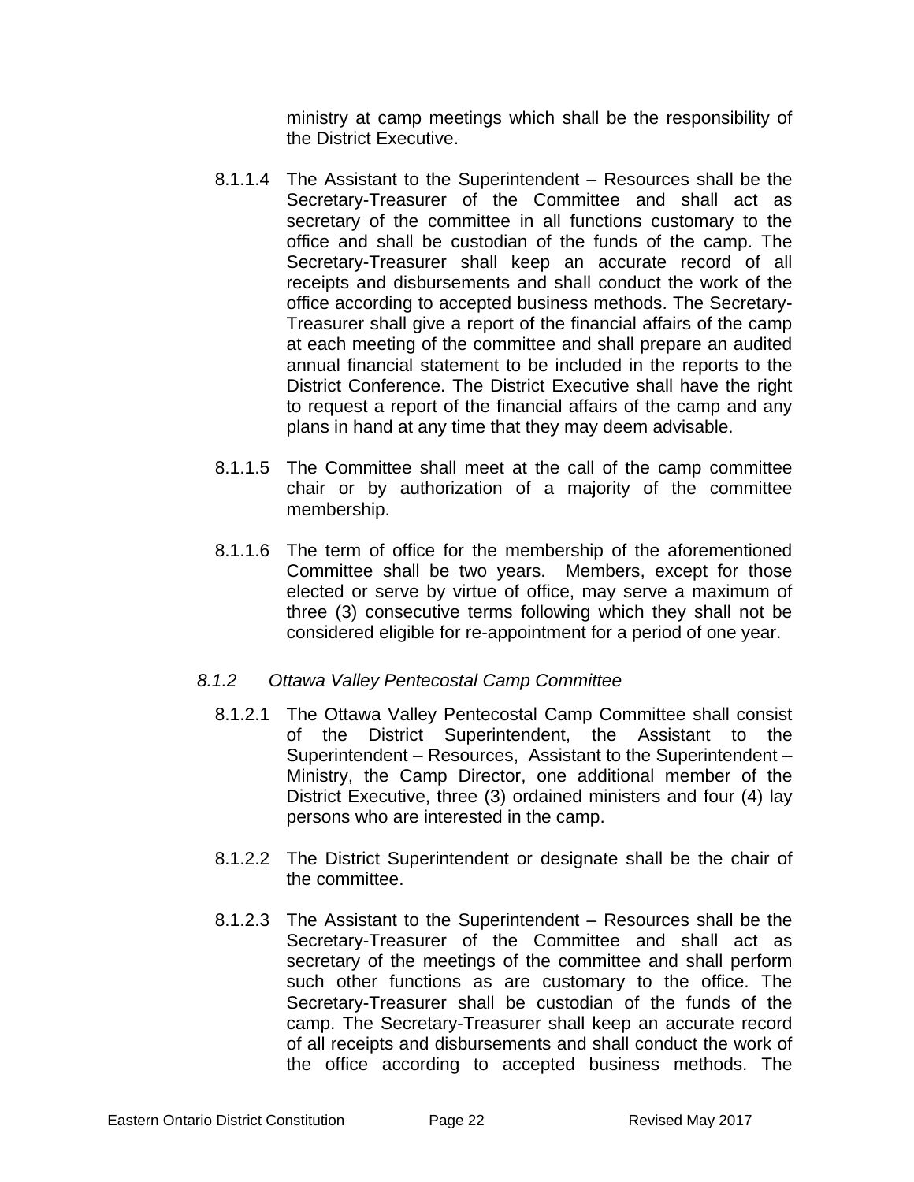ministry at camp meetings which shall be the responsibility of the District Executive.

8.1.1.4 The Assistant to the Superintendent – Resources shall be the Secretary-Treasurer of the Committee and shall act as secretary of the committee in all functions customary to the office and shall be custodian of the funds of the camp. The Secretary-Treasurer shall keep an accurate record of all receipts and disbursements and shall conduct the work of the office according to accepted business methods. The Secretary-Treasurer shall give a report of the financial affairs of the camp at each meeting of the committee and shall prepare an audited annual financial statement to be included in the reports to the District Conference. The District Executive shall have the right to request a report of the financial affairs of the camp and any plans in hand at any time that they may deem advisable.

8.1.1.5 The Committee shall meet at the call of the camp committee chair or by authorization of a majority of the committee membership.

8.1.1.6 The term of office for the membership of the aforementioned Committee shall be two years. Members, except for those elected or serve by virtue of office, may serve a maximum of three (3) consecutive terms following which they shall not be considered eligible for re-appointment for a period of one year.

### *8.1.2 Ottawa Valley Pentecostal Camp Committee*

8.1.2.1 The Ottawa Valley Pentecostal Camp Committee shall consist of the District Superintendent, the Assistant to the Superintendent – Resources, Assistant to the Superintendent – Ministry, the Camp Director, one additional member of the District Executive, three (3) ordained ministers and four (4) lay persons who are interested in the camp.

8.1.2.2 The District Superintendent or designate shall be the chair of the committee.

8.1.2.3 The Assistant to the Superintendent – Resources shall be the Secretary-Treasurer of the Committee and shall act as secretary of the meetings of the committee and shall perform such other functions as are customary to the office. The Secretary-Treasurer shall be custodian of the funds of the camp. The Secretary-Treasurer shall keep an accurate record of all receipts and disbursements and shall conduct the work of the office according to accepted business methods. The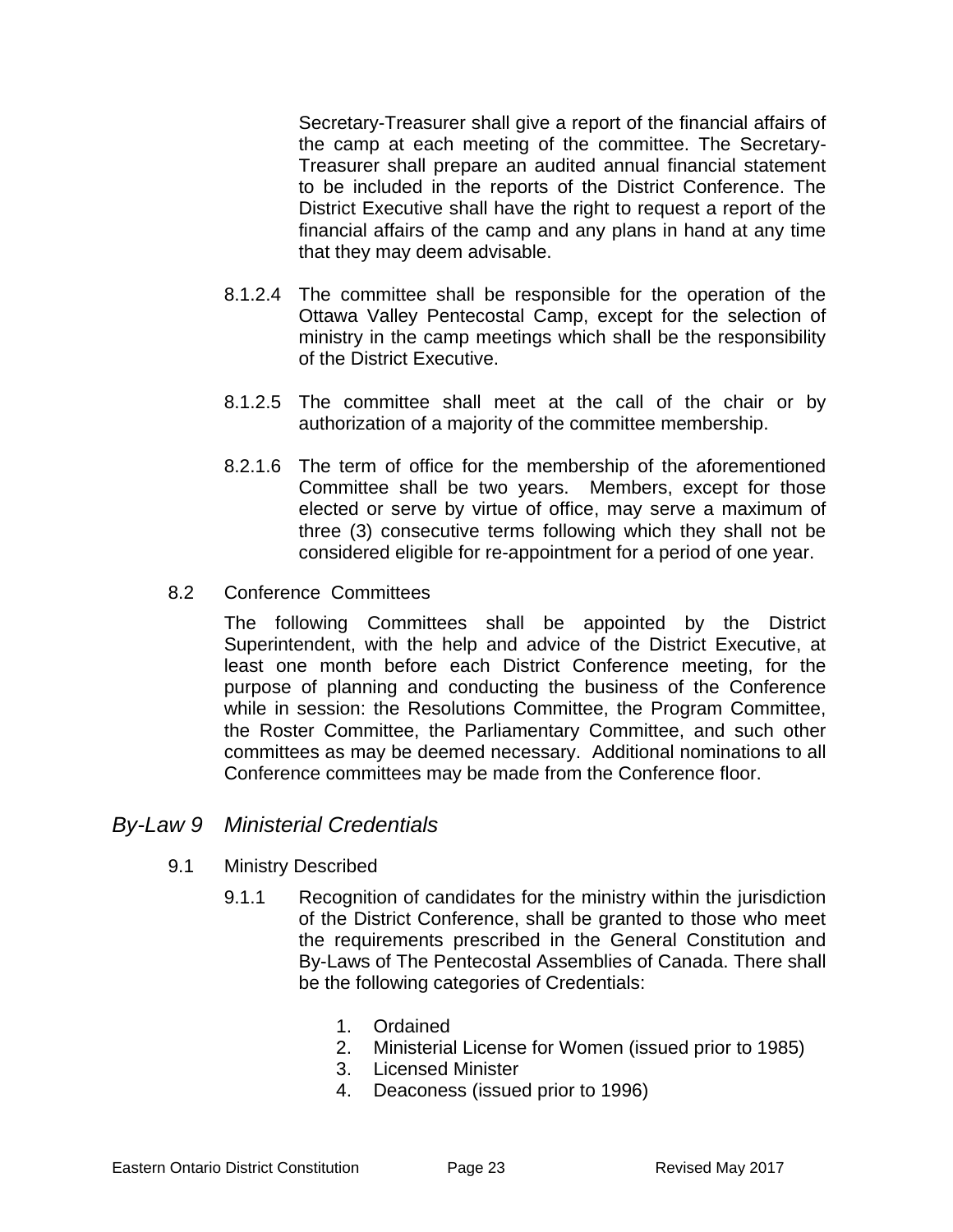Secretary-Treasurer shall give a report of the financial affairs of the camp at each meeting of the committee. The Secretary-Treasurer shall prepare an audited annual financial statement to be included in the reports of the District Conference. The District Executive shall have the right to request a report of the financial affairs of the camp and any plans in hand at any time that they may deem advisable.

8.1.2.4 The committee shall be responsible for the operation of the Ottawa Valley Pentecostal Camp, except for the selection of ministry in the camp meetings which shall be the responsibility of the District Executive.

8.1.2.5 The committee shall meet at the call of the chair or by authorization of a majority of the committee membership.

8.2.1.6 The term of office for the membership of the aforementioned Committee shall be two years. Members, except for those elected or serve by virtue of office, may serve a maximum of three (3) consecutive terms following which they shall not be considered eligible for re-appointment for a period of one year.

8.2 Conference Committees

The following Committees shall be appointed by the District Superintendent, with the help and advice of the District Executive, at least one month before each District Conference meeting, for the purpose of planning and conducting the business of the Conference while in session: the Resolutions Committee, the Program Committee, the Roster Committee, the Parliamentary Committee, and such other committees as may be deemed necessary. Additional nominations to all Conference committees may be made from the Conference floor.

## *By-Law 9 Ministerial Credentials*

9.1 Ministry Described

9.1.1 Recognition of candidates for the ministry within the jurisdiction of the District Conference, shall be granted to those who meet the requirements prescribed in the General Constitution and By-Laws of The Pentecostal Assemblies of Canada. There shall be the following categories of Credentials:

1. Ordained
2. Ministerial License for Women (issued prior to 1985)
3. Licensed Minister
4. Deaconess (issued prior to 1996)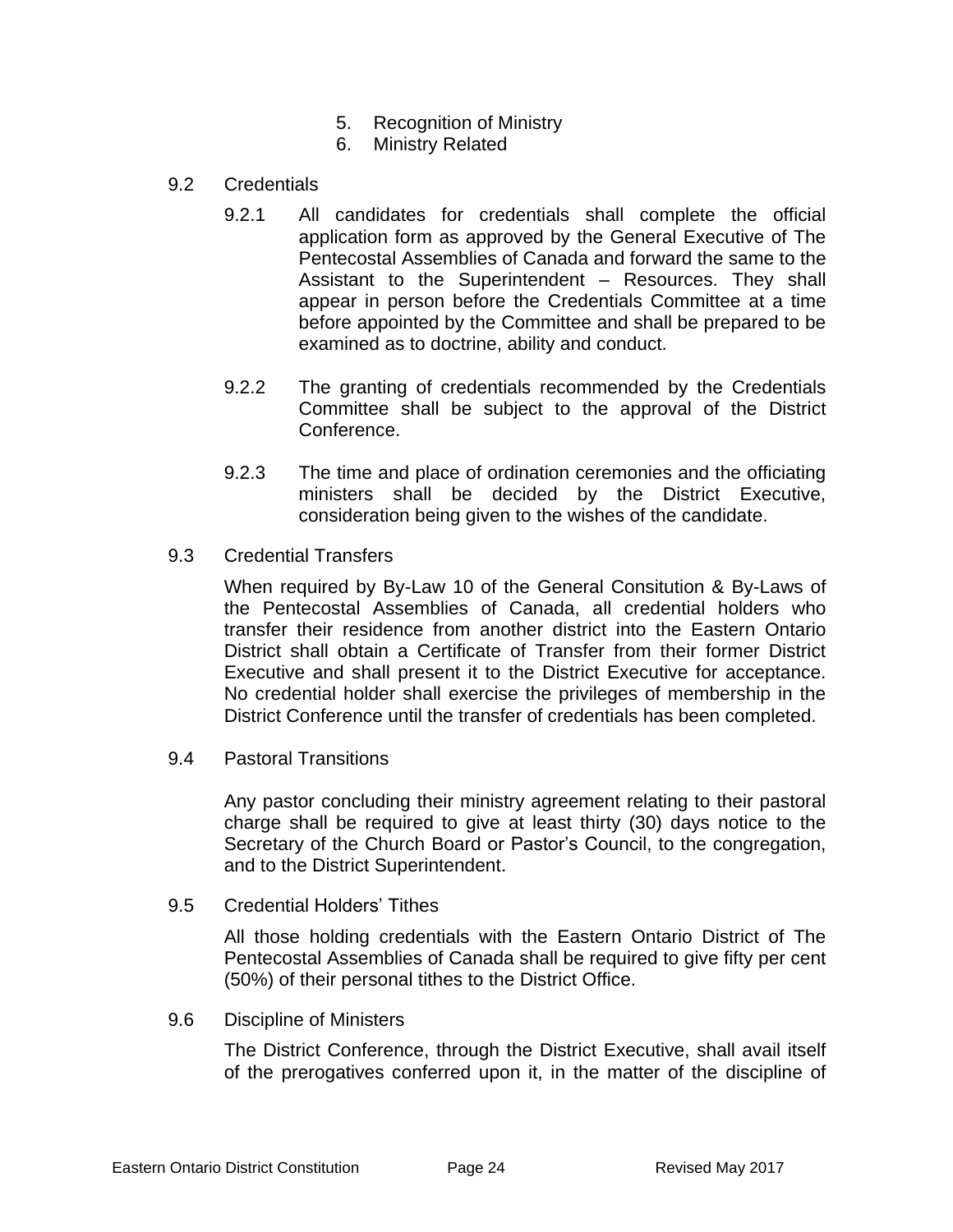5. Recognition of Ministry
6. Ministry Related

9.2 Credentials

9.2.1 All candidates for credentials shall complete the official application form as approved by the General Executive of The Pentecostal Assemblies of Canada and forward the same to the Assistant to the Superintendent – Resources. They shall appear in person before the Credentials Committee at a time before appointed by the Committee and shall be prepared to be examined as to doctrine, ability and conduct.

9.2.2 The granting of credentials recommended by the Credentials Committee shall be subject to the approval of the District Conference.

9.2.3 The time and place of ordination ceremonies and the officiating ministers shall be decided by the District Executive, consideration being given to the wishes of the candidate.

9.3 Credential Transfers

When required by By-Law 10 of the General Consitution & By-Laws of the Pentecostal Assemblies of Canada, all credential holders who transfer their residence from another district into the Eastern Ontario District shall obtain a Certificate of Transfer from their former District Executive and shall present it to the District Executive for acceptance. No credential holder shall exercise the privileges of membership in the District Conference until the transfer of credentials has been completed.

9.4 Pastoral Transitions

Any pastor concluding their ministry agreement relating to their pastoral charge shall be required to give at least thirty (30) days notice to the Secretary of the Church Board or Pastor's Council, to the congregation, and to the District Superintendent.

9.5 Credential Holders' Tithes

All those holding credentials with the Eastern Ontario District of The Pentecostal Assemblies of Canada shall be required to give fifty per cent (50%) of their personal tithes to the District Office.

9.6 Discipline of Ministers

The District Conference, through the District Executive, shall avail itself of the prerogatives conferred upon it, in the matter of the discipline of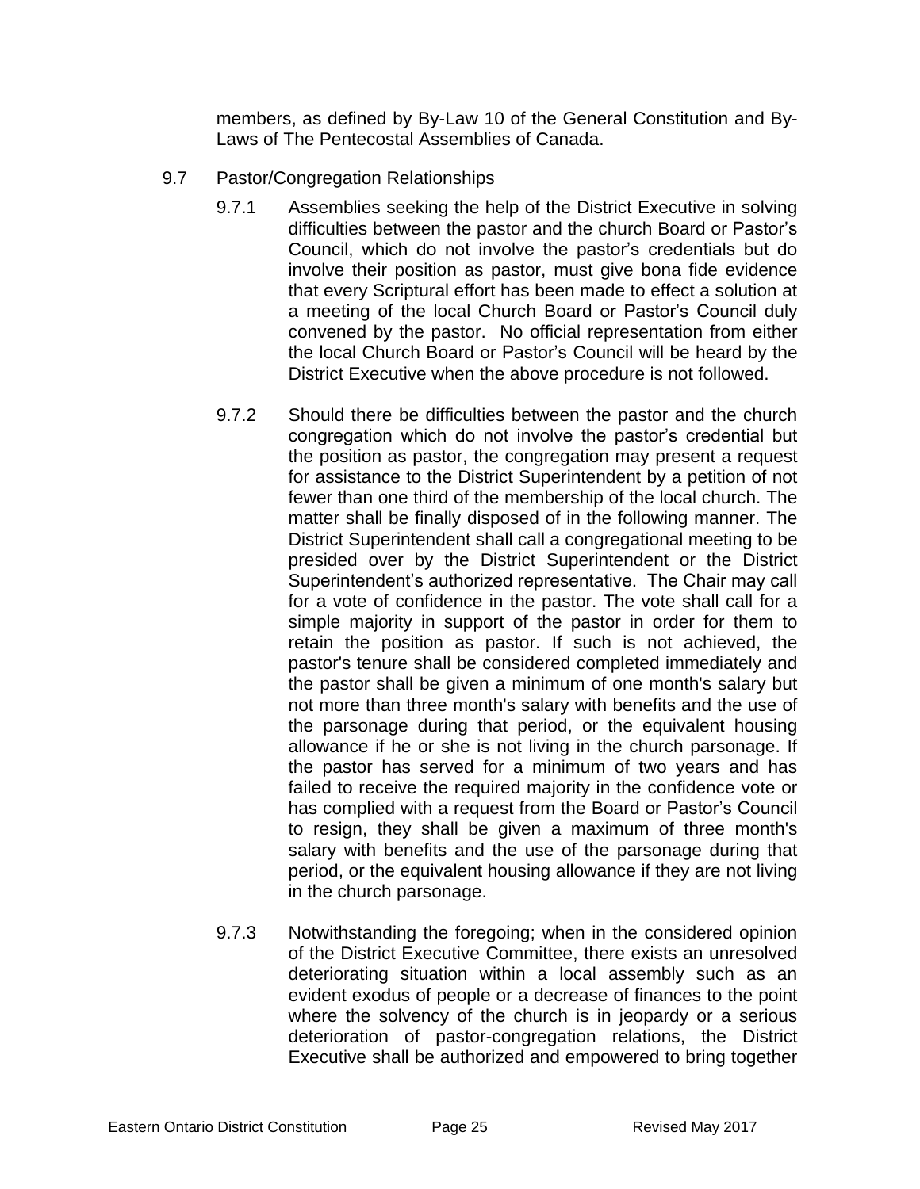members, as defined by By-Law 10 of the General Constitution and By-Laws of The Pentecostal Assemblies of Canada.

9.7 Pastor/Congregation Relationships

9.7.1 Assemblies seeking the help of the District Executive in solving difficulties between the pastor and the church Board or Pastor's Council, which do not involve the pastor's credentials but do involve their position as pastor, must give bona fide evidence that every Scriptural effort has been made to effect a solution at a meeting of the local Church Board or Pastor's Council duly convened by the pastor. No official representation from either the local Church Board or Pastor's Council will be heard by the District Executive when the above procedure is not followed.

9.7.2 Should there be difficulties between the pastor and the church congregation which do not involve the pastor's credential but the position as pastor, the congregation may present a request for assistance to the District Superintendent by a petition of not fewer than one third of the membership of the local church. The matter shall be finally disposed of in the following manner. The District Superintendent shall call a congregational meeting to be presided over by the District Superintendent or the District Superintendent's authorized representative. The Chair may call for a vote of confidence in the pastor. The vote shall call for a simple majority in support of the pastor in order for them to retain the position as pastor. If such is not achieved, the pastor's tenure shall be considered completed immediately and the pastor shall be given a minimum of one month's salary but not more than three month's salary with benefits and the use of the parsonage during that period, or the equivalent housing allowance if he or she is not living in the church parsonage. If the pastor has served for a minimum of two years and has failed to receive the required majority in the confidence vote or has complied with a request from the Board or Pastor's Council to resign, they shall be given a maximum of three month's salary with benefits and the use of the parsonage during that period, or the equivalent housing allowance if they are not living in the church parsonage.

9.7.3 Notwithstanding the foregoing; when in the considered opinion of the District Executive Committee, there exists an unresolved deteriorating situation within a local assembly such as an evident exodus of people or a decrease of finances to the point where the solvency of the church is in jeopardy or a serious deterioration of pastor-congregation relations, the District Executive shall be authorized and empowered to bring together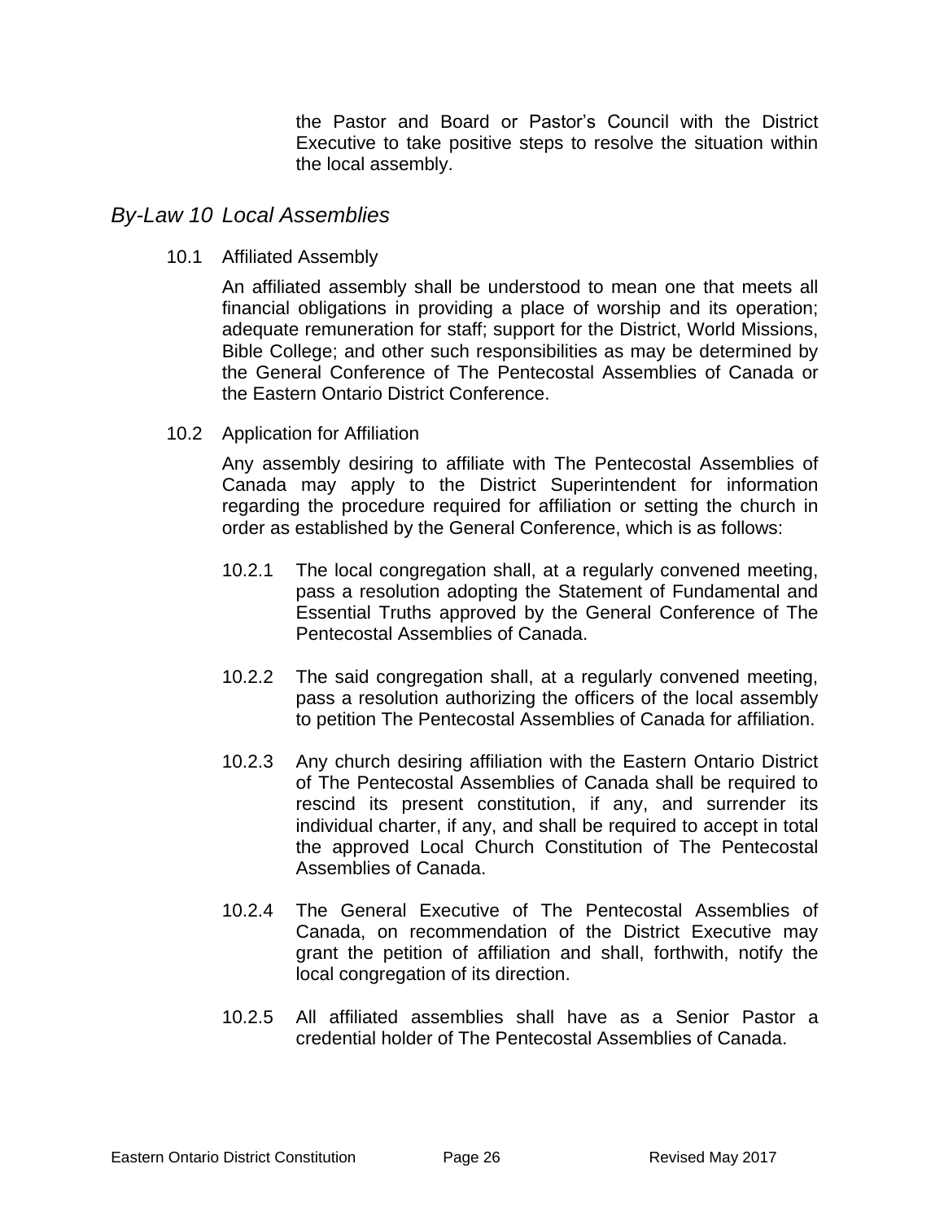the Pastor and Board or Pastor's Council with the District Executive to take positive steps to resolve the situation within the local assembly.

## *By-Law 10 Local Assemblies*

10.1 Affiliated Assembly

An affiliated assembly shall be understood to mean one that meets all financial obligations in providing a place of worship and its operation; adequate remuneration for staff; support for the District, World Missions, Bible College; and other such responsibilities as may be determined by the General Conference of The Pentecostal Assemblies of Canada or the Eastern Ontario District Conference.

10.2 Application for Affiliation

Any assembly desiring to affiliate with The Pentecostal Assemblies of Canada may apply to the District Superintendent for information regarding the procedure required for affiliation or setting the church in order as established by the General Conference, which is as follows:

10.2.1 The local congregation shall, at a regularly convened meeting, pass a resolution adopting the Statement of Fundamental and Essential Truths approved by the General Conference of The Pentecostal Assemblies of Canada.

10.2.2 The said congregation shall, at a regularly convened meeting, pass a resolution authorizing the officers of the local assembly to petition The Pentecostal Assemblies of Canada for affiliation.

10.2.3 Any church desiring affiliation with the Eastern Ontario District of The Pentecostal Assemblies of Canada shall be required to rescind its present constitution, if any, and surrender its individual charter, if any, and shall be required to accept in total the approved Local Church Constitution of The Pentecostal Assemblies of Canada.

10.2.4 The General Executive of The Pentecostal Assemblies of Canada, on recommendation of the District Executive may grant the petition of affiliation and shall, forthwith, notify the local congregation of its direction.

10.2.5 All affiliated assemblies shall have as a Senior Pastor a credential holder of The Pentecostal Assemblies of Canada.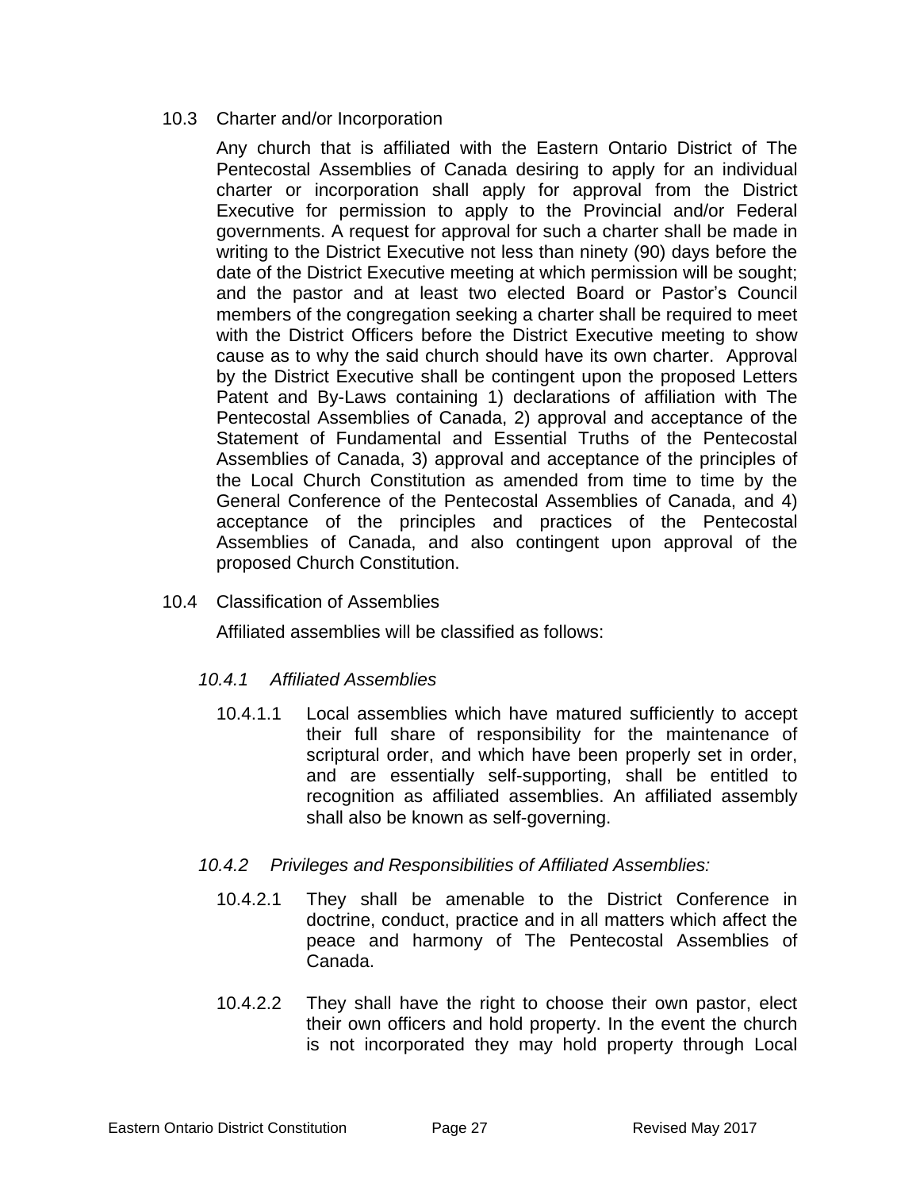### 10.3 Charter and/or Incorporation

Any church that is affiliated with the Eastern Ontario District of The Pentecostal Assemblies of Canada desiring to apply for an individual charter or incorporation shall apply for approval from the District Executive for permission to apply to the Provincial and/or Federal governments. A request for approval for such a charter shall be made in writing to the District Executive not less than ninety (90) days before the date of the District Executive meeting at which permission will be sought; and the pastor and at least two elected Board or Pastor's Council members of the congregation seeking a charter shall be required to meet with the District Officers before the District Executive meeting to show cause as to why the said church should have its own charter. Approval by the District Executive shall be contingent upon the proposed Letters Patent and By-Laws containing 1) declarations of affiliation with The Pentecostal Assemblies of Canada, 2) approval and acceptance of the Statement of Fundamental and Essential Truths of the Pentecostal Assemblies of Canada, 3) approval and acceptance of the principles of the Local Church Constitution as amended from time to time by the General Conference of the Pentecostal Assemblies of Canada, and 4) acceptance of the principles and practices of the Pentecostal Assemblies of Canada, and also contingent upon approval of the proposed Church Constitution.

### 10.4 Classification of Assemblies

Affiliated assemblies will be classified as follows:

#### *10.4.1 Affiliated Assemblies*

10.4.1.1 Local assemblies which have matured sufficiently to accept their full share of responsibility for the maintenance of scriptural order, and which have been properly set in order, and are essentially self-supporting, shall be entitled to recognition as affiliated assemblies. An affiliated assembly shall also be known as self-governing.

#### *10.4.2 Privileges and Responsibilities of Affiliated Assemblies:*

10.4.2.1 They shall be amenable to the District Conference in doctrine, conduct, practice and in all matters which affect the peace and harmony of The Pentecostal Assemblies of Canada.

10.4.2.2 They shall have the right to choose their own pastor, elect their own officers and hold property. In the event the church is not incorporated they may hold property through Local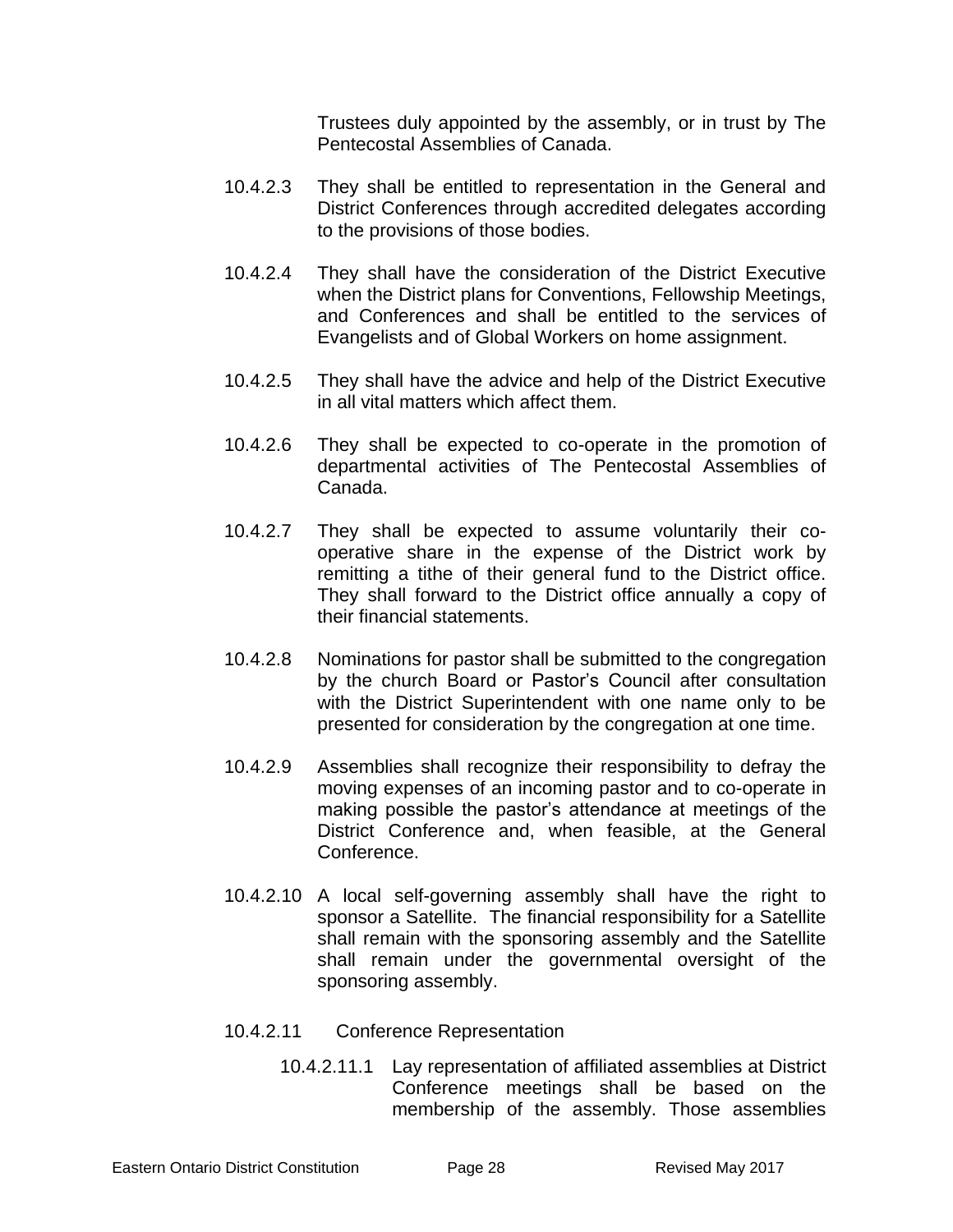Trustees duly appointed by the assembly, or in trust by The Pentecostal Assemblies of Canada.

10.4.2.3 They shall be entitled to representation in the General and District Conferences through accredited delegates according to the provisions of those bodies.

10.4.2.4 They shall have the consideration of the District Executive when the District plans for Conventions, Fellowship Meetings, and Conferences and shall be entitled to the services of Evangelists and of Global Workers on home assignment.

10.4.2.5 They shall have the advice and help of the District Executive in all vital matters which affect them.

10.4.2.6 They shall be expected to co-operate in the promotion of departmental activities of The Pentecostal Assemblies of Canada.

10.4.2.7 They shall be expected to assume voluntarily their co-operative share in the expense of the District work by remitting a tithe of their general fund to the District office. They shall forward to the District office annually a copy of their financial statements.

10.4.2.8 Nominations for pastor shall be submitted to the congregation by the church Board or Pastor's Council after consultation with the District Superintendent with one name only to be presented for consideration by the congregation at one time.

10.4.2.9 Assemblies shall recognize their responsibility to defray the moving expenses of an incoming pastor and to co-operate in making possible the pastor's attendance at meetings of the District Conference and, when feasible, at the General Conference.

10.4.2.10 A local self-governing assembly shall have the right to sponsor a Satellite. The financial responsibility for a Satellite shall remain with the sponsoring assembly and the Satellite shall remain under the governmental oversight of the sponsoring assembly.

10.4.2.11 Conference Representation

10.4.2.11.1 Lay representation of affiliated assemblies at District Conference meetings shall be based on the membership of the assembly. Those assemblies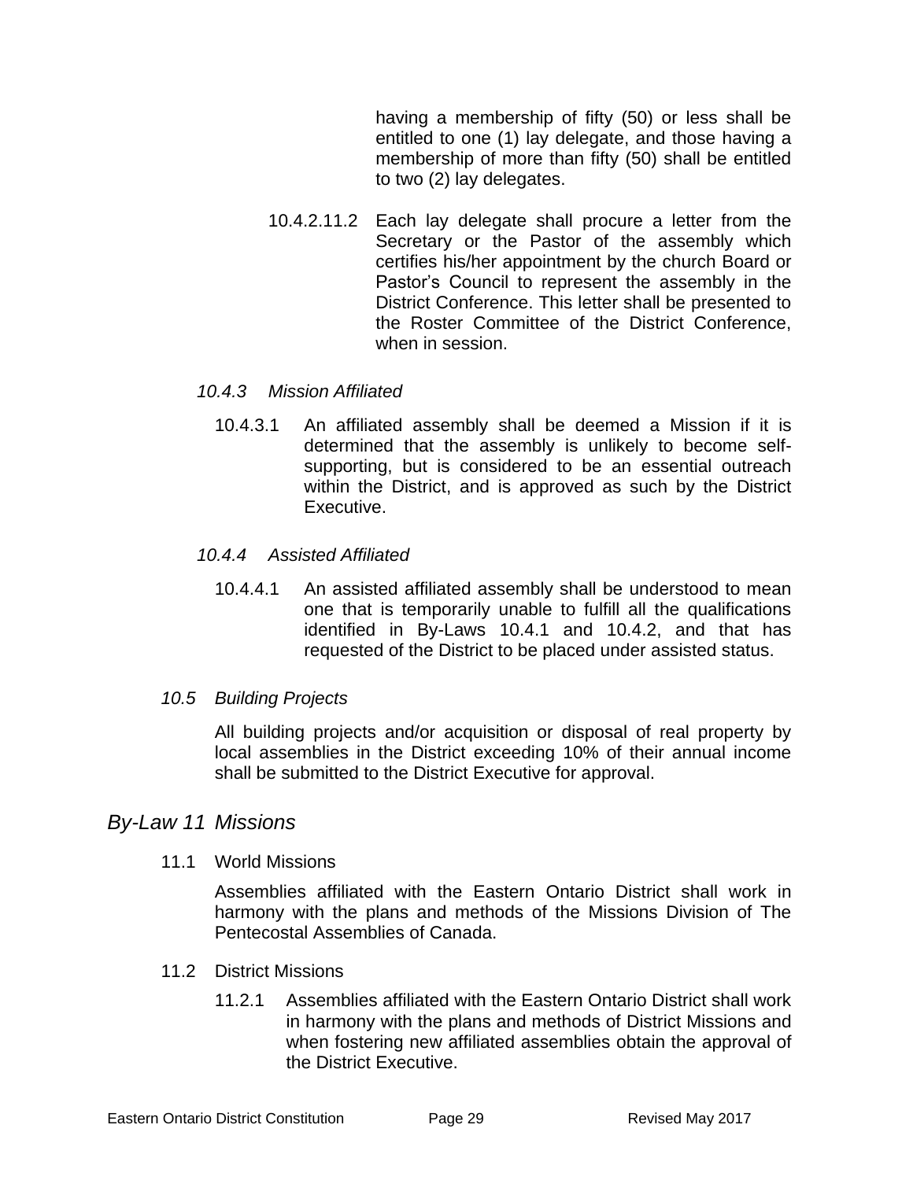having a membership of fifty (50) or less shall be entitled to one (1) lay delegate, and those having a membership of more than fifty (50) shall be entitled to two (2) lay delegates.

10.4.2.11.2 Each lay delegate shall procure a letter from the Secretary or the Pastor of the assembly which certifies his/her appointment by the church Board or Pastor's Council to represent the assembly in the District Conference. This letter shall be presented to the Roster Committee of the District Conference, when in session.

*10.4.3 Mission Affiliated*

10.4.3.1 An affiliated assembly shall be deemed a Mission if it is determined that the assembly is unlikely to become self-supporting, but is considered to be an essential outreach within the District, and is approved as such by the District Executive.

*10.4.4 Assisted Affiliated*

10.4.4.1 An assisted affiliated assembly shall be understood to mean one that is temporarily unable to fulfill all the qualifications identified in By-Laws 10.4.1 and 10.4.2, and that has requested of the District to be placed under assisted status.

*10.5 Building Projects*

All building projects and/or acquisition or disposal of real property by local assemblies in the District exceeding 10% of their annual income shall be submitted to the District Executive for approval.

## *By-Law 11 Missions*

11.1 World Missions

Assemblies affiliated with the Eastern Ontario District shall work in harmony with the plans and methods of the Missions Division of The Pentecostal Assemblies of Canada.

11.2 District Missions

11.2.1 Assemblies affiliated with the Eastern Ontario District shall work in harmony with the plans and methods of District Missions and when fostering new affiliated assemblies obtain the approval of the District Executive.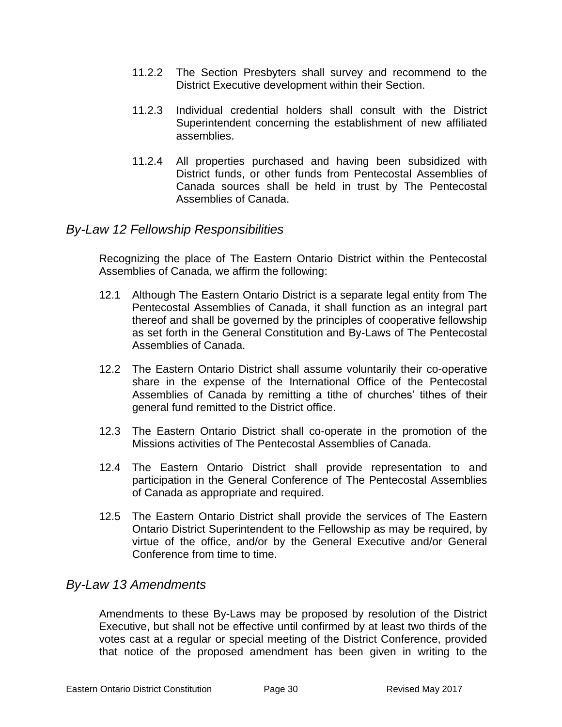11.2.2 The Section Presbyters shall survey and recommend to the District Executive development within their Section.

11.2.3 Individual credential holders shall consult with the District Superintendent concerning the establishment of new affiliated assemblies.

11.2.4 All properties purchased and having been subsidized with District funds, or other funds from Pentecostal Assemblies of Canada sources shall be held in trust by The Pentecostal Assemblies of Canada.

## *By-Law 12 Fellowship Responsibilities*

Recognizing the place of The Eastern Ontario District within the Pentecostal Assemblies of Canada, we affirm the following:

12.1 Although The Eastern Ontario District is a separate legal entity from The Pentecostal Assemblies of Canada, it shall function as an integral part thereof and shall be governed by the principles of cooperative fellowship as set forth in the General Constitution and By-Laws of The Pentecostal Assemblies of Canada.

12.2 The Eastern Ontario District shall assume voluntarily their co-operative share in the expense of the International Office of the Pentecostal Assemblies of Canada by remitting a tithe of churches' tithes of their general fund remitted to the District office.

12.3 The Eastern Ontario District shall co-operate in the promotion of the Missions activities of The Pentecostal Assemblies of Canada.

12.4 The Eastern Ontario District shall provide representation to and participation in the General Conference of The Pentecostal Assemblies of Canada as appropriate and required.

12.5 The Eastern Ontario District shall provide the services of The Eastern Ontario District Superintendent to the Fellowship as may be required, by virtue of the office, and/or by the General Executive and/or General Conference from time to time.

## *By-Law 13 Amendments*

Amendments to these By-Laws may be proposed by resolution of the District Executive, but shall not be effective until confirmed by at least two thirds of the votes cast at a regular or special meeting of the District Conference, provided that notice of the proposed amendment has been given in writing to the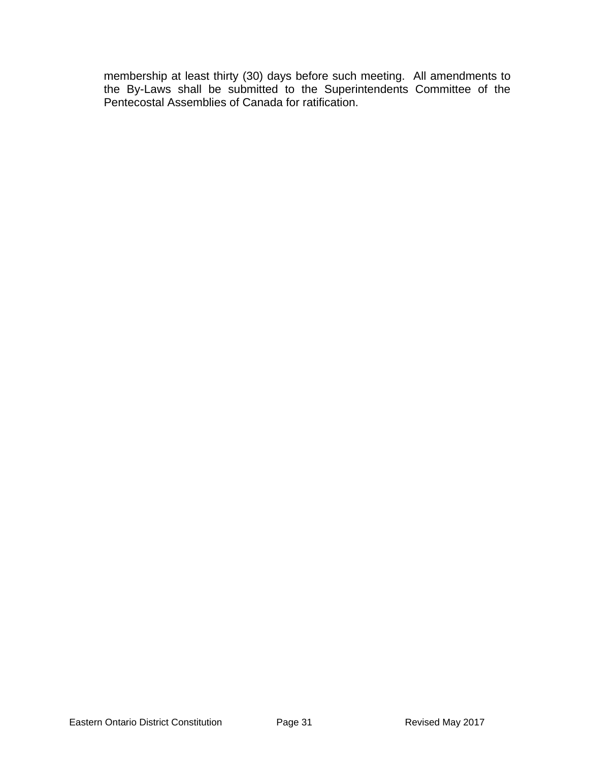membership at least thirty (30) days before such meeting. All amendments to the By-Laws shall be submitted to the Superintendents Committee of the Pentecostal Assemblies of Canada for ratification.